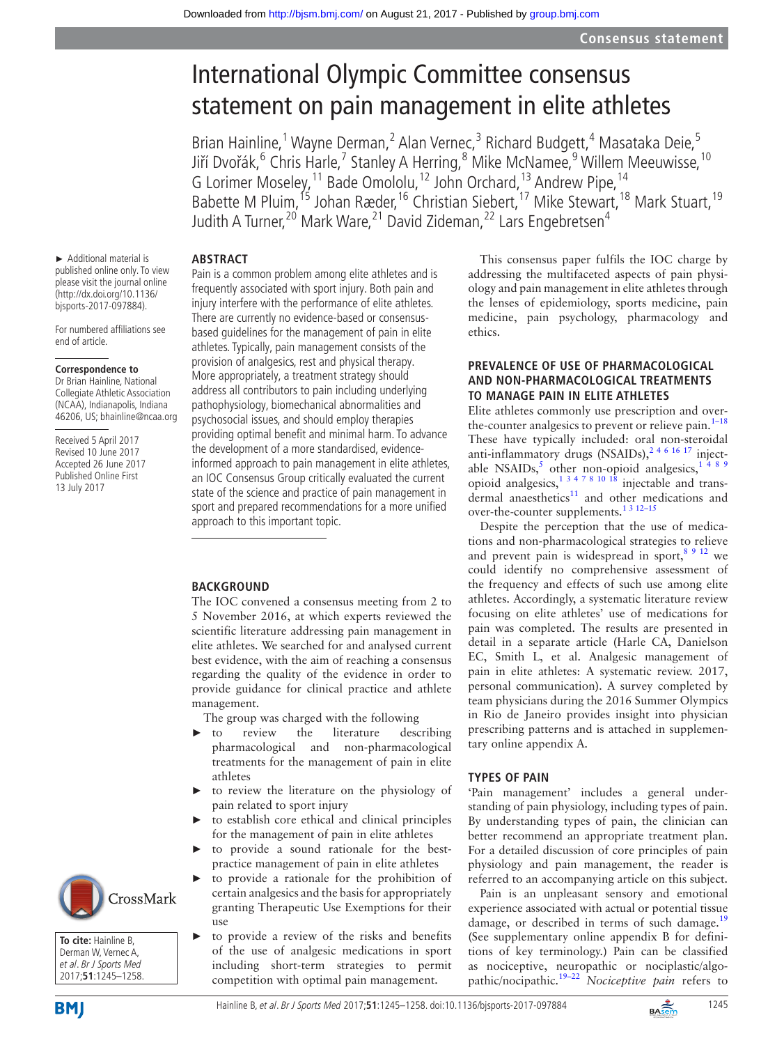# International Olympic Committee consensus statement on pain management in elite athletes

Brian Hainline,[1] Wayne Derman,[2] Alan Vernec,[3] Richard Budgett,[4] Masataka Deie,[5] Jiří Dvořák,[6] Chris Harle,[7] Stanley A Herring,[8] Mike McNamee,[9] Willem Meeuwisse,[10] G Lorimer Moseley,[11] Bade Omololu,[12] John Orchard,[13] Andrew Pipe,[14] Babette M Pluim,[15] Johan Ræder,[16] Christian Siebert,[17] Mike Stewart,[18] Mark Stuart,[19] Judith A Turner,[20] Mark Ware,[21] David Zideman,[22] Lars Engebretsen[4]

► Additional material is published online only. To view please visit the journal online (http://dx.doi.org/10.1136/bjsports-2017-097884).

For numbered affiliations see end of article.

**Correspondence to**
Dr Brian Hainline, National Collegiate Athletic Association (NCAA), Indianapolis, Indiana 46206, US; bhainline@ncaa.org

Received 5 April 2017
Revised 10 June 2017
Accepted 26 June 2017
Published Online First 13 July 2017

**To cite:** Hainline B, Derman W, Vernec A, et al. *Br J Sports Med* 2017;**51**:1245–1258.

## ABSTRACT

Pain is a common problem among elite athletes and is frequently associated with sport injury. Both pain and injury interfere with the performance of elite athletes. There are currently no evidence-based or consensus-based guidelines for the management of pain in elite athletes. Typically, pain management consists of the provision of analgesics, rest and physical therapy. More appropriately, a treatment strategy should address all contributors to pain including underlying pathophysiology, biomechanical abnormalities and psychosocial issues, and should employ therapies providing optimal benefit and minimal harm. To advance the development of a more standardised, evidence-informed approach to pain management in elite athletes, an IOC Consensus Group critically evaluated the current state of the science and practice of pain management in sport and prepared recommendations for a more unified approach to this important topic.

## BACKGROUND

The IOC convened a consensus meeting from 2 to 5 November 2016, at which experts reviewed the scientific literature addressing pain management in elite athletes. We searched for and analysed current best evidence, with the aim of reaching a consensus regarding the quality of the evidence in order to provide guidance for clinical practice and athlete management.

The group was charged with the following

- to review the literature describing pharmacological and non-pharmacological treatments for the management of pain in elite athletes
- to review the literature on the physiology of pain related to sport injury
- to establish core ethical and clinical principles for the management of pain in elite athletes
- to provide a sound rationale for the best-practice management of pain in elite athletes
- to provide a rationale for the prohibition of certain analgesics and the basis for appropriately granting Therapeutic Use Exemptions for their use
- to provide a review of the risks and benefits of the use of analgesic medications in sport including short-term strategies to permit competition with optimal pain management.

This consensus paper fulfils the IOC charge by addressing the multifaceted aspects of pain physiology and pain management in elite athletes through the lenses of epidemiology, sports medicine, pain medicine, pain psychology, pharmacology and ethics.

## PREVALENCE OF USE OF PHARMACOLOGICAL AND NON-PHARMACOLOGICAL TREATMENTS TO MANAGE PAIN IN ELITE ATHLETES

Elite athletes commonly use prescription and over-the-counter analgesics to prevent or relieve pain.[1–18] These have typically included: oral non-steroidal anti-inflammatory drugs (NSAIDs),[2 4 6 16 17] injectable NSAIDs,[5] other non-opioid analgesics,[1 4 8 9] opioid analgesics,[1 3 4 7 8 10 18] injectable and transdermal anaesthetics[11] and other medications and over-the-counter supplements.[1 3 12–15]

Despite the perception that the use of medications and non-pharmacological strategies to relieve and prevent pain is widespread in sport,[8 9 12] we could identify no comprehensive assessment of the frequency and effects of such use among elite athletes. Accordingly, a systematic literature review focusing on elite athletes' use of medications for pain was completed. The results are presented in detail in a separate article (Harle CA, Danielson EC, Smith L, et al. Analgesic management of pain in elite athletes: A systematic review. 2017, personal communication). A survey completed by team physicians during the 2016 Summer Olympics in Rio de Janeiro provides insight into physician prescribing patterns and is attached in supplementary online appendix A.

## TYPES OF PAIN

'Pain management' includes a general understanding of pain physiology, including types of pain. By understanding types of pain, the clinician can better recommend an appropriate treatment plan. For a detailed discussion of core principles of pain physiology and pain management, the reader is referred to an accompanying article on this subject.

Pain is an unpleasant sensory and emotional experience associated with actual or potential tissue damage, or described in terms of such damage.[19] (See supplementary online appendix B for definitions of key terminology.) Pain can be classified as nociceptive, neuropathic or nociplastic/algopathic/nocipathic.[19–22] *Nociceptive pain* refers to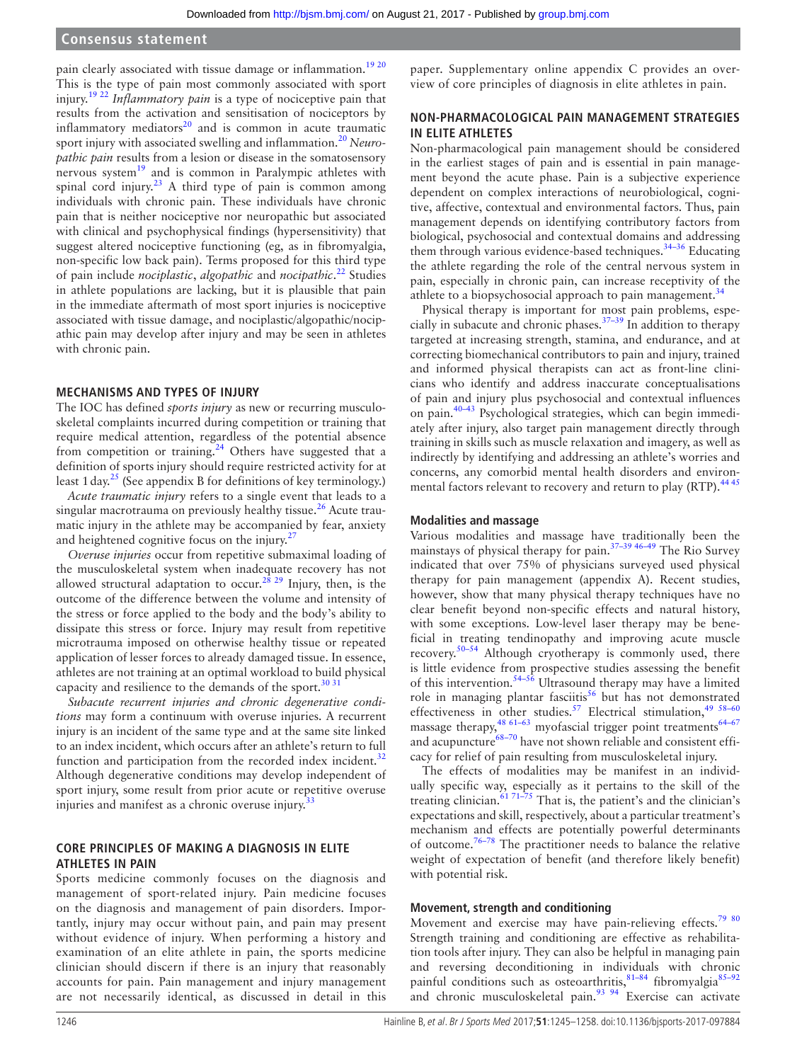pain clearly associated with tissue damage or inflammation.[19 20] This is the type of pain most commonly associated with sport injury.[19 22] *Inflammatory pain* is a type of nociceptive pain that results from the activation and sensitisation of nociceptors by inflammatory mediators[20] and is common in acute traumatic sport injury with associated swelling and inflammation.[20] *Neuropathic pain* results from a lesion or disease in the somatosensory nervous system[19] and is common in Paralympic athletes with spinal cord injury.[23] A third type of pain is common among individuals with chronic pain. These individuals have chronic pain that is neither nociceptive nor neuropathic but associated with clinical and psychophysical findings (hypersensitivity) that suggest altered nociceptive functioning (eg, as in fibromyalgia, non-specific low back pain). Terms proposed for this third type of pain include *nociplastic*, *algopathic* and *nocipathic*.[22] Studies in athlete populations are lacking, but it is plausible that pain in the immediate aftermath of most sport injuries is nociceptive associated with tissue damage, and nociplastic/algopathic/nocipathic pain may develop after injury and may be seen in athletes with chronic pain.

## MECHANISMS AND TYPES OF INJURY

The IOC has defined *sports injury* as new or recurring musculoskeletal complaints incurred during competition or training that require medical attention, regardless of the potential absence from competition or training.[24] Others have suggested that a definition of sports injury should require restricted activity for at least 1 day.[25] (See appendix B for definitions of key terminology.)

*Acute traumatic injury* refers to a single event that leads to a singular macrotrauma on previously healthy tissue.[26] Acute traumatic injury in the athlete may be accompanied by fear, anxiety and heightened cognitive focus on the injury.[27]

*Overuse injuries* occur from repetitive submaximal loading of the musculoskeletal system when inadequate recovery has not allowed structural adaptation to occur.[28 29] Injury, then, is the outcome of the difference between the volume and intensity of the stress or force applied to the body and the body's ability to dissipate this stress or force. Injury may result from repetitive microtrauma imposed on otherwise healthy tissue or repeated application of lesser forces to already damaged tissue. In essence, athletes are not training at an optimal workload to build physical capacity and resilience to the demands of the sport.[30 31]

*Subacute recurrent injuries and chronic degenerative conditions* may form a continuum with overuse injuries. A recurrent injury is an incident of the same type and at the same site linked to an index incident, which occurs after an athlete's return to full function and participation from the recorded index incident.[32] Although degenerative conditions may develop independent of sport injury, some result from prior acute or repetitive overuse injuries and manifest as a chronic overuse injury.[33]

## CORE PRINCIPLES OF MAKING A DIAGNOSIS IN ELITE ATHLETES IN PAIN

Sports medicine commonly focuses on the diagnosis and management of sport-related injury. Pain medicine focuses on the diagnosis and management of pain disorders. Importantly, injury may occur without pain, and pain may present without evidence of injury. When performing a history and examination of an elite athlete in pain, the sports medicine clinician should discern if there is an injury that reasonably accounts for pain. Pain management and injury management are not necessarily identical, as discussed in detail in this paper. Supplementary online appendix C provides an overview of core principles of diagnosis in elite athletes in pain.

## NON-PHARMACOLOGICAL PAIN MANAGEMENT STRATEGIES IN ELITE ATHLETES

Non-pharmacological pain management should be considered in the earliest stages of pain and is essential in pain management beyond the acute phase. Pain is a subjective experience dependent on complex interactions of neurobiological, cognitive, affective, contextual and environmental factors. Thus, pain management depends on identifying contributory factors from biological, psychosocial and contextual domains and addressing them through various evidence-based techniques.[34–36] Educating the athlete regarding the role of the central nervous system in pain, especially in chronic pain, can increase receptivity of the athlete to a biopsychosocial approach to pain management.[34]

Physical therapy is important for most pain problems, especially in subacute and chronic phases.[37–39] In addition to therapy targeted at increasing strength, stamina, and endurance, and at correcting biomechanical contributors to pain and injury, trained and informed physical therapists can act as front-line clinicians who identify and address inaccurate conceptualisations of pain and injury plus psychosocial and contextual influences on pain.[40–43] Psychological strategies, which can begin immediately after injury, also target pain management directly through training in skills such as muscle relaxation and imagery, as well as indirectly by identifying and addressing an athlete's worries and concerns, any comorbid mental health disorders and environmental factors relevant to recovery and return to play (RTP).[44 45]

### Modalities and massage

Various modalities and massage have traditionally been the mainstays of physical therapy for pain.[37–39 46–49] The Rio Survey indicated that over 75% of physicians surveyed used physical therapy for pain management (appendix A). Recent studies, however, show that many physical therapy techniques have no clear benefit beyond non-specific effects and natural history, with some exceptions. Low-level laser therapy may be beneficial in treating tendinopathy and improving acute muscle recovery.[50–54] Although cryotherapy is commonly used, there is little evidence from prospective studies assessing the benefit of this intervention.[54–56] Ultrasound therapy may have a limited role in managing plantar fasciitis[56] but has not demonstrated effectiveness in other studies.[57] Electrical stimulation,[49 58–60] massage therapy,[48 61–63] myofascial trigger point treatments[64–67] and acupuncture[68–70] have not shown reliable and consistent efficacy for relief of pain resulting from musculoskeletal injury.

The effects of modalities may be manifest in an individually specific way, especially as it pertains to the skill of the treating clinician.[61 71–75] That is, the patient's and the clinician's expectations and skill, respectively, about a particular treatment's mechanism and effects are potentially powerful determinants of outcome.[76–78] The practitioner needs to balance the relative weight of expectation of benefit (and therefore likely benefit) with potential risk.

### Movement, strength and conditioning

Movement and exercise may have pain-relieving effects.[79 80] Strength training and conditioning are effective as rehabilitation tools after injury. They can also be helpful in managing pain and reversing deconditioning in individuals with chronic painful conditions such as osteoarthritis,[81–84] fibromyalgia[85–92] and chronic musculoskeletal pain.[93 94] Exercise can activate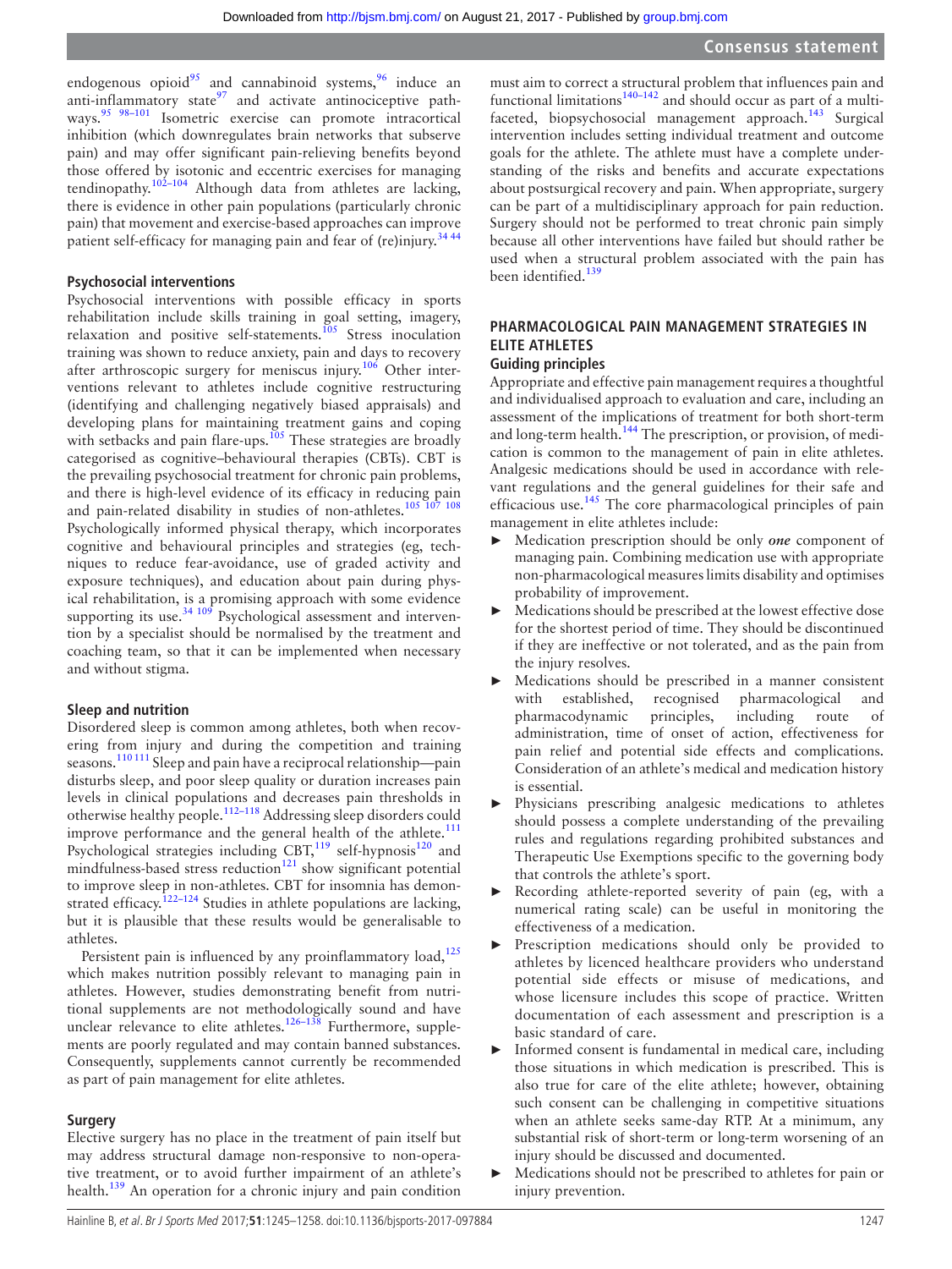endogenous opioid[95] and cannabinoid systems,[96] induce an anti-inflammatory state[97] and activate antinociceptive pathways.[95 98–101] Isometric exercise can promote intracortical inhibition (which downregulates brain networks that subserve pain) and may offer significant pain-relieving benefits beyond those offered by isotonic and eccentric exercises for managing tendinopathy.[102–104] Although data from athletes are lacking, there is evidence in other pain populations (particularly chronic pain) that movement and exercise-based approaches can improve patient self-efficacy for managing pain and fear of (re)injury.[34 44]

### Psychosocial interventions

Psychosocial interventions with possible efficacy in sports rehabilitation include skills training in goal setting, imagery, relaxation and positive self-statements.[105] Stress inoculation training was shown to reduce anxiety, pain and days to recovery after arthroscopic surgery for meniscus injury.[106] Other interventions relevant to athletes include cognitive restructuring (identifying and challenging negatively biased appraisals) and developing plans for maintaining treatment gains and coping with setbacks and pain flare-ups.[105] These strategies are broadly categorised as cognitive–behavioural therapies (CBTs). CBT is the prevailing psychosocial treatment for chronic pain problems, and there is high-level evidence of its efficacy in reducing pain and pain-related disability in studies of non-athletes.[105 107 108] Psychologically informed physical therapy, which incorporates cognitive and behavioural principles and strategies (eg, techniques to reduce fear-avoidance, use of graded activity and exposure techniques), and education about pain during physical rehabilitation, is a promising approach with some evidence supporting its use.[34 109] Psychological assessment and intervention by a specialist should be normalised by the treatment and coaching team, so that it can be implemented when necessary and without stigma.

### Sleep and nutrition

Disordered sleep is common among athletes, both when recovering from injury and during the competition and training seasons.[110 111] Sleep and pain have a reciprocal relationship—pain disturbs sleep, and poor sleep quality or duration increases pain levels in clinical populations and decreases pain thresholds in otherwise healthy people.[112–118] Addressing sleep disorders could improve performance and the general health of the athlete.[111] Psychological strategies including CBT,[119] self-hypnosis[120] and mindfulness-based stress reduction[121] show significant potential to improve sleep in non-athletes. CBT for insomnia has demonstrated efficacy.[122–124] Studies in athlete populations are lacking, but it is plausible that these results would be generalisable to athletes.

Persistent pain is influenced by any proinflammatory load,[125] which makes nutrition possibly relevant to managing pain in athletes. However, studies demonstrating benefit from nutritional supplements are not methodologically sound and have unclear relevance to elite athletes.[126–138] Furthermore, supplements are poorly regulated and may contain banned substances. Consequently, supplements cannot currently be recommended as part of pain management for elite athletes.

### Surgery

Elective surgery has no place in the treatment of pain itself but may address structural damage non-responsive to non-operative treatment, or to avoid further impairment of an athlete's health.[139] An operation for a chronic injury and pain condition must aim to correct a structural problem that influences pain and functional limitations[140–142] and should occur as part of a multifaceted, biopsychosocial management approach.[143] Surgical intervention includes setting individual treatment and outcome goals for the athlete. The athlete must have a complete understanding of the risks and benefits and accurate expectations about postsurgical recovery and pain. When appropriate, surgery can be part of a multidisciplinary approach for pain reduction. Surgery should not be performed to treat chronic pain simply because all other interventions have failed but should rather be used when a structural problem associated with the pain has been identified.[139]

## PHARMACOLOGICAL PAIN MANAGEMENT STRATEGIES IN ELITE ATHLETES

### Guiding principles

Appropriate and effective pain management requires a thoughtful and individualised approach to evaluation and care, including an assessment of the implications of treatment for both short-term and long-term health.[144] The prescription, or provision, of medication is common to the management of pain in elite athletes. Analgesic medications should be used in accordance with relevant regulations and the general guidelines for their safe and efficacious use.[145] The core pharmacological principles of pain management in elite athletes include:

- Medication prescription should be only ***one*** component of managing pain. Combining medication use with appropriate non-pharmacological measures limits disability and optimises probability of improvement.
- Medications should be prescribed at the lowest effective dose for the shortest period of time. They should be discontinued if they are ineffective or not tolerated, and as the pain from the injury resolves.
- Medications should be prescribed in a manner consistent with established, recognised pharmacological and pharmacodynamic principles, including route of administration, time of onset of action, effectiveness for pain relief and potential side effects and complications. Consideration of an athlete's medical and medication history is essential.
- Physicians prescribing analgesic medications to athletes should possess a complete understanding of the prevailing rules and regulations regarding prohibited substances and Therapeutic Use Exemptions specific to the governing body that controls the athlete's sport.
- Recording athlete-reported severity of pain (eg, with a numerical rating scale) can be useful in monitoring the effectiveness of a medication.
- Prescription medications should only be provided to athletes by licenced healthcare providers who understand potential side effects or misuse of medications, and whose licensure includes this scope of practice. Written documentation of each assessment and prescription is a basic standard of care.
- Informed consent is fundamental in medical care, including those situations in which medication is prescribed. This is also true for care of the elite athlete; however, obtaining such consent can be challenging in competitive situations when an athlete seeks same-day RTP. At a minimum, any substantial risk of short-term or long-term worsening of an injury should be discussed and documented.
- Medications should not be prescribed to athletes for pain or injury prevention.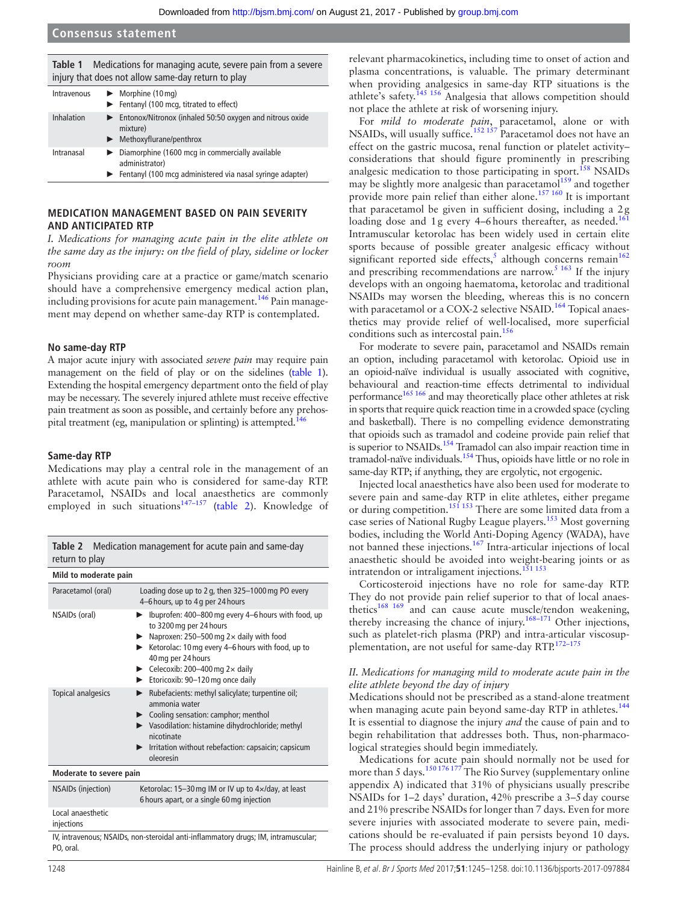**Table 1** Medications for managing acute, severe pain from a severe injury that does not allow same-day return to play

| | |
|---|---|
| Intravenous | ► Morphine (10 mg)<br>► Fentanyl (100 mcg, titrated to effect) |
| Inhalation | ► Entonox/Nitronox (inhaled 50:50 oxygen and nitrous oxide mixture)<br>► Methoxyflurane/penthrox |
| Intranasal | ► Diamorphine (1600 mcg in commercially available administrator)<br>► Fentanyl (100 mcg administered via nasal syringe adapter) |

## MEDICATION MANAGEMENT BASED ON PAIN SEVERITY AND ANTICIPATED RTP

*I. Medications for managing acute pain in the elite athlete on the same day as the injury: on the field of play, sideline or locker room*

Physicians providing care at a practice or game/match scenario should have a comprehensive emergency medical action plan, including provisions for acute pain management.[146] Pain management may depend on whether same-day RTP is contemplated.

### No same-day RTP

A major acute injury with associated *severe pain* may require pain management on the field of play or on the sidelines (table 1). Extending the hospital emergency department onto the field of play may be necessary. The severely injured athlete must receive effective pain treatment as soon as possible, and certainly before any prehospital treatment (eg, manipulation or splinting) is attempted.[146]

### Same-day RTP

Medications may play a central role in the management of an athlete with acute pain who is considered for same-day RTP. Paracetamol, NSAIDs and local anaesthetics are commonly employed in such situations[147–157] (table 2). Knowledge of relevant pharmacokinetics, including time to onset of action and plasma concentrations, is valuable. The primary determinant when providing analgesics in same-day RTP situations is the athlete's safety.[145 156] Analgesia that allows competition should not place the athlete at risk of worsening injury.

For *mild to moderate pain*, paracetamol, alone or with NSAIDs, will usually suffice.[152 157] Paracetamol does not have an effect on the gastric mucosa, renal function or platelet activity–considerations that should figure prominently in prescribing analgesic medication to those participating in sport.[158] NSAIDs may be slightly more analgesic than paracetamol[159] and together provide more pain relief than either alone.[157 160] It is important that paracetamol be given in sufficient dosing, including a 2 g loading dose and 1 g every 4–6 hours thereafter, as needed.[161] Intramuscular ketorolac has been widely used in certain elite sports because of possible greater analgesic efficacy without significant reported side effects,[5] although concerns remain[162] and prescribing recommendations are narrow.[5 163] If the injury develops with an ongoing haematoma, ketorolac and traditional NSAIDs may worsen the bleeding, whereas this is no concern with paracetamol or a COX-2 selective NSAID.[164] Topical anaesthetics may provide relief of well-localised, more superficial conditions such as intercostal pain.[156]

For moderate to severe pain, paracetamol and NSAIDs remain an option, including paracetamol with ketorolac. Opioid use in an opioid-naïve individual is usually associated with cognitive, behavioural and reaction-time effects detrimental to individual performance[165 166] and may theoretically place other athletes at risk in sports that require quick reaction time in a crowded space (cycling and basketball). There is no compelling evidence demonstrating that opioids such as tramadol and codeine provide pain relief that is superior to NSAIDs.[154] Tramadol can also impair reaction time in tramadol-naïve individuals.[154] Thus, opioids have little or no role in same-day RTP; if anything, they are ergolytic, not ergogenic.

Injected local anaesthetics have also been used for moderate to severe pain and same-day RTP in elite athletes, either pregame or during competition.[151 153] There are some limited data from a case series of National Rugby League players.[153] Most governing bodies, including the World Anti-Doping Agency (WADA), have not banned these injections.[167] Intra-articular injections of local anaesthetic should be avoided into weight-bearing joints or as intratendon or intraligament injections.[151 153]

Corticosteroid injections have no role for same-day RTP. They do not provide pain relief superior to that of local anaesthetics[168 169] and can cause acute muscle/tendon weakening, thereby increasing the chance of injury.[168–171] Other injections, such as platelet-rich plasma (PRP) and intra-articular viscosupplementation, are not useful for same-day RTP.[172–175]

**Table 2** Medication management for acute pain and same-day return to play

| | |
|---|---|
| **Mild to moderate pain** | |
| Paracetamol (oral) | Loading dose up to 2 g, then 325–1000 mg PO every 4–6 hours, up to 4 g per 24 hours |
| NSAIDs (oral) | ► Ibuprofen: 400–800 mg every 4–6 hours with food, up to 3200 mg per 24 hours<br>► Naproxen: 250–500 mg 2× daily with food<br>► Ketorolac: 10 mg every 4–6 hours with food, up to 40 mg per 24 hours<br>► Celecoxib: 200–400 mg 2× daily<br>► Etoricoxib: 90–120 mg once daily |
| Topical analgesics | ► Rubefacients: methyl salicylate; turpentine oil; ammonia water<br>► Cooling sensation: camphor; menthol<br>► Vasodilation: histamine dihydrochloride; methyl nicotinate<br>► Irritation without rebefaction: capsaicin; capsicum oleoresin |
| **Moderate to severe pain** | |
| NSAIDs (injection) | Ketorolac: 15–30 mg IM or IV up to 4×/day, at least 6 hours apart, or a single 60 mg injection |
| Local anaesthetic injections | |

IV, intravenous; NSAIDs, non-steroidal anti-inflammatory drugs; IM, intramuscular; PO, oral.

*II. Medications for managing mild to moderate acute pain in the elite athlete beyond the day of injury*

Medications should not be prescribed as a stand-alone treatment when managing acute pain beyond same-day RTP in athletes.[144] It is essential to diagnose the injury *and* the cause of pain and to begin rehabilitation that addresses both. Thus, non-pharmacological strategies should begin immediately.

Medications for acute pain should normally not be used for more than 5 days.[150 176 177] The Rio Survey (supplementary online appendix A) indicated that 31% of physicians usually prescribe NSAIDs for 1–2 days' duration, 42% prescribe a 3–5 day course and 21% prescribe NSAIDs for longer than 7 days. Even for more severe injuries with associated moderate to severe pain, medications should be re-evaluated if pain persists beyond 10 days. The process should address the underlying injury or pathology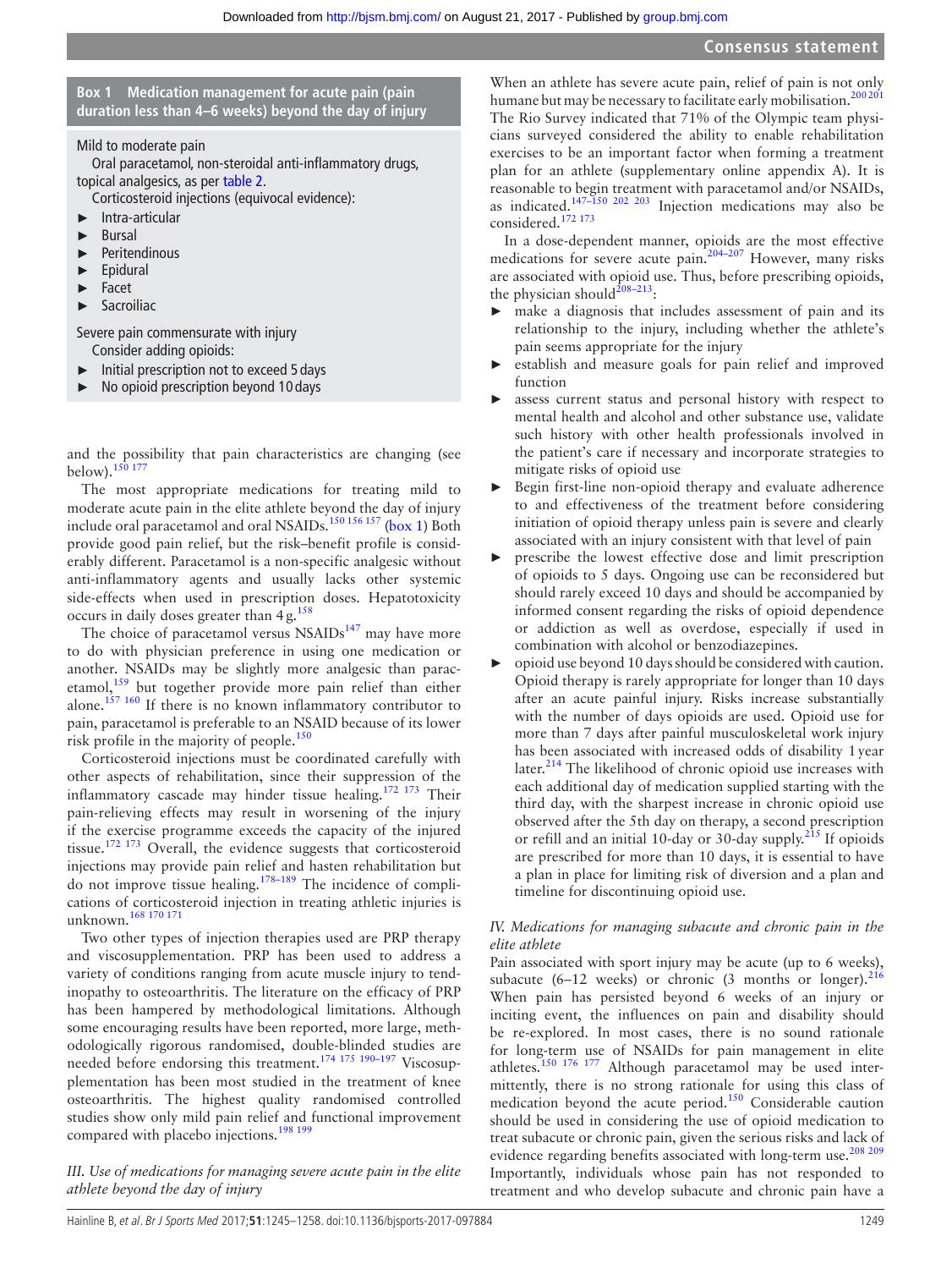**Box 1 Medication management for acute pain (pain duration less than 4–6 weeks) beyond the day of injury**

Mild to moderate pain

Oral paracetamol, non-steroidal anti-inflammatory drugs, topical analgesics, as per table 2.

Corticosteroid injections (equivocal evidence):

- Intra-articular
- Bursal
- Peritendinous
- Epidural
- Facet
- Sacroiliac

Severe pain commensurate with injury

Consider adding opioids:

- Initial prescription not to exceed 5 days
- No opioid prescription beyond 10 days

and the possibility that pain characteristics are changing (see below).[150 177]

The most appropriate medications for treating mild to moderate acute pain in the elite athlete beyond the day of injury include oral paracetamol and oral NSAIDs.[150 156 157] (box 1) Both provide good pain relief, but the risk–benefit profile is considerably different. Paracetamol is a non-specific analgesic without anti-inflammatory agents and usually lacks other systemic side-effects when used in prescription doses. Hepatotoxicity occurs in daily doses greater than 4 g.[158]

The choice of paracetamol versus NSAIDs[147] may have more to do with physician preference in using one medication or another. NSAIDs may be slightly more analgesic than paracetamol,[159] but together provide more pain relief than either alone.[157 160] If there is no known inflammatory contributor to pain, paracetamol is preferable to an NSAID because of its lower risk profile in the majority of people.[150]

Corticosteroid injections must be coordinated carefully with other aspects of rehabilitation, since their suppression of the inflammatory cascade may hinder tissue healing.[172 173] Their pain-relieving effects may result in worsening of the injury if the exercise programme exceeds the capacity of the injured tissue.[172 173] Overall, the evidence suggests that corticosteroid injections may provide pain relief and hasten rehabilitation but do not improve tissue healing.[178–189] The incidence of complications of corticosteroid injection in treating athletic injuries is unknown.[168 170 171]

Two other types of injection therapies used are PRP therapy and viscosupplementation. PRP has been used to address a variety of conditions ranging from acute muscle injury to tendinopathy to osteoarthritis. The literature on the efficacy of PRP has been hampered by methodological limitations. Although some encouraging results have been reported, more large, methodologically rigorous randomised, double-blinded studies are needed before endorsing this treatment.[174 175 190–197] Viscosupplementation has been most studied in the treatment of knee osteoarthritis. The highest quality randomised controlled studies show only mild pain relief and functional improvement compared with placebo injections.[198 199]

*III. Use of medications for managing severe acute pain in the elite athlete beyond the day of injury*

When an athlete has severe acute pain, relief of pain is not only humane but may be necessary to facilitate early mobilisation.[200 201] The Rio Survey indicated that 71% of the Olympic team physicians surveyed considered the ability to enable rehabilitation exercises to be an important factor when forming a treatment plan for an athlete (supplementary online appendix A). It is reasonable to begin treatment with paracetamol and/or NSAIDs, as indicated.[147–150 202 203] Injection medications may also be considered.[172 173]

In a dose-dependent manner, opioids are the most effective medications for severe acute pain.[204–207] However, many risks are associated with opioid use. Thus, before prescribing opioids, the physician should[208–213]:

- make a diagnosis that includes assessment of pain and its relationship to the injury, including whether the athlete's pain seems appropriate for the injury
- establish and measure goals for pain relief and improved function
- assess current status and personal history with respect to mental health and alcohol and other substance use, validate such history with other health professionals involved in the patient's care if necessary and incorporate strategies to mitigate risks of opioid use
- Begin first-line non-opioid therapy and evaluate adherence to and effectiveness of the treatment before considering initiation of opioid therapy unless pain is severe and clearly associated with an injury consistent with that level of pain
- prescribe the lowest effective dose and limit prescription of opioids to 5 days. Ongoing use can be reconsidered but should rarely exceed 10 days and should be accompanied by informed consent regarding the risks of opioid dependence or addiction as well as overdose, especially if used in combination with alcohol or benzodiazepines.
- opioid use beyond 10 days should be considered with caution. Opioid therapy is rarely appropriate for longer than 10 days after an acute painful injury. Risks increase substantially with the number of days opioids are used. Opioid use for more than 7 days after painful musculoskeletal work injury has been associated with increased odds of disability 1 year later.[214] The likelihood of chronic opioid use increases with each additional day of medication supplied starting with the third day, with the sharpest increase in chronic opioid use observed after the 5th day on therapy, a second prescription or refill and an initial 10-day or 30-day supply.[215] If opioids are prescribed for more than 10 days, it is essential to have a plan in place for limiting risk of diversion and a plan and timeline for discontinuing opioid use.

*IV. Medications for managing subacute and chronic pain in the elite athlete*

Pain associated with sport injury may be acute (up to 6 weeks), subacute (6–12 weeks) or chronic (3 months or longer).[216] When pain has persisted beyond 6 weeks of an injury or inciting event, the influences on pain and disability should be re-explored. In most cases, there is no sound rationale for long-term use of NSAIDs for pain management in elite athletes.[150 176 177] Although paracetamol may be used intermittently, there is no strong rationale for using this class of medication beyond the acute period.[150] Considerable caution should be used in considering the use of opioid medication to treat subacute or chronic pain, given the serious risks and lack of evidence regarding benefits associated with long-term use.[208 209] Importantly, individuals whose pain has not responded to treatment and who develop subacute and chronic pain have a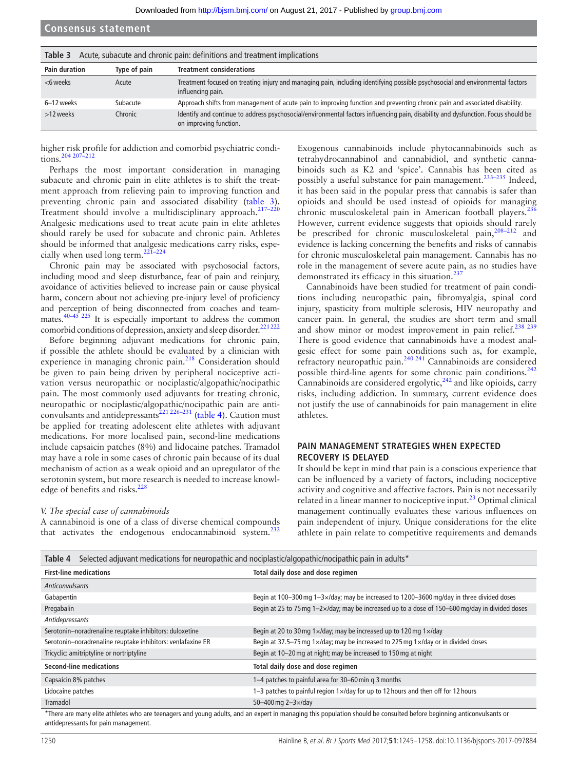**Table 3** Acute, subacute and chronic pain: definitions and treatment implications

| Pain duration | Type of pain | Treatment considerations |
|---|---|---|
| <6 weeks | Acute | Treatment focused on treating injury and managing pain, including identifying possible psychosocial and environmental factors influencing pain. |
| 6–12 weeks | Subacute | Approach shifts from management of acute pain to improving function and preventing chronic pain and associated disability. |
| >12 weeks | Chronic | Identify and continue to address psychosocial/environmental factors influencing pain, disability and dysfunction. Focus should be on improving function. |

higher risk profile for addiction and comorbid psychiatric conditions.[204 207–212]

Perhaps the most important consideration in managing subacute and chronic pain in elite athletes is to shift the treatment approach from relieving pain to improving function and preventing chronic pain and associated disability (table 3). Treatment should involve a multidisciplinary approach.[217–220] Analgesic medications used to treat acute pain in elite athletes should rarely be used for subacute and chronic pain. Athletes should be informed that analgesic medications carry risks, especially when used long term.[221–224]

Chronic pain may be associated with psychosocial factors, including mood and sleep disturbance, fear of pain and reinjury, avoidance of activities believed to increase pain or cause physical harm, concern about not achieving pre-injury level of proficiency and perception of being disconnected from coaches and teammates.[40–45 225] It is especially important to address the common comorbid conditions of depression, anxiety and sleep disorder.[221 222]

Before beginning adjuvant medications for chronic pain, if possible the athlete should be evaluated by a clinician with experience in managing chronic pain.[218] Consideration should be given to pain being driven by peripheral nociceptive activation versus neuropathic or nociplastic/algopathic/nocipathic pain. The most commonly used adjuvants for treating chronic, neuropathic or nociplastic/algopathic/nocipathic pain are anticonvulsants and antidepressants[221 226–231] (table 4). Caution must be applied for treating adolescent elite athletes with adjuvant medications. For more localised pain, second-line medications include capsaicin patches (8%) and lidocaine patches. Tramadol may have a role in some cases of chronic pain because of its dual mechanism of action as a weak opioid and an upregulator of the serotonin system, but more research is needed to increase knowledge of benefits and risks.[228]

*V. The special case of cannabinoids*

A cannabinoid is one of a class of diverse chemical compounds that activates the endogenous endocannabinoid system.[232] Exogenous cannabinoids include phytocannabinoids such as tetrahydrocannabinol and cannabidiol, and synthetic cannabinoids such as K2 and 'spice'. Cannabis has been cited as possibly a useful substance for pain management.[233–235] Indeed, it has been said in the popular press that cannabis is safer than opioids and should be used instead of opioids for managing chronic musculoskeletal pain in American football players.[236] However, current evidence suggests that opioids should rarely be prescribed for chronic musculoskeletal pain,[208–212] and evidence is lacking concerning the benefits and risks of cannabis for chronic musculoskeletal pain management. Cannabis has no role in the management of severe acute pain, as no studies have demonstrated its efficacy in this situation.[237]

Cannabinoids have been studied for treatment of pain conditions including neuropathic pain, fibromyalgia, spinal cord injury, spasticity from multiple sclerosis, HIV neuropathy and cancer pain. In general, the studies are short term and small and show minor or modest improvement in pain relief.[238 239] There is good evidence that cannabinoids have a modest analgesic effect for some pain conditions such as, for example, refractory neuropathic pain.[240 241] Cannabinoids are considered possible third-line agents for some chronic pain conditions.[242] Cannabinoids are considered ergolytic,[242] and like opioids, carry risks, including addiction. In summary, current evidence does not justify the use of cannabinoids for pain management in elite athletes.

## PAIN MANAGEMENT STRATEGIES WHEN EXPECTED RECOVERY IS DELAYED

It should be kept in mind that pain is a conscious experience that can be influenced by a variety of factors, including nociceptive activity and cognitive and affective factors. Pain is not necessarily related in a linear manner to nociceptive input.[23] Optimal clinical management continually evaluates these various influences on pain independent of injury. Unique considerations for the elite athlete in pain relate to competitive requirements and demands

**Table 4** Selected adjuvant medications for neuropathic and nociplastic/algopathic/nocipathic pain in adults*

| First-line medications | Total daily dose and dose regimen |
|---|---|
| *Anticonvulsants* | |
| Gabapentin | Begin at 100–300 mg 1–3×/day; may be increased to 1200–3600 mg/day in three divided doses |
| Pregabalin | Begin at 25 to 75 mg 1–2×/day; may be increased up to a dose of 150–600 mg/day in divided doses |
| *Antidepressants* | |
| Serotonin–noradrenaline reuptake inhibitors: duloxetine | Begin at 20 to 30 mg 1×/day; may be increased up to 120 mg 1×/day |
| Serotonin–noradrenaline reuptake inhibitors: venlafaxine ER | Begin at 37.5–75 mg 1×/day; may be increased to 225 mg 1×/day or in divided doses |
| Tricyclic: amitriptyline or nortriptyline | Begin at 10–20 mg at night; may be increased to 150 mg at night |
| **Second-line medications** | **Total daily dose and dose regimen** |
| Capsaicin 8% patches | 1–4 patches to painful area for 30–60 min q 3 months |
| Lidocaine patches | 1–3 patches to painful region 1×/day for up to 12 hours and then off for 12 hours |
| Tramadol | 50–400 mg 2–3×/day |

*There are many elite athletes who are teenagers and young adults, and an expert in managing this population should be consulted before beginning anticonvulsants or antidepressants for pain management.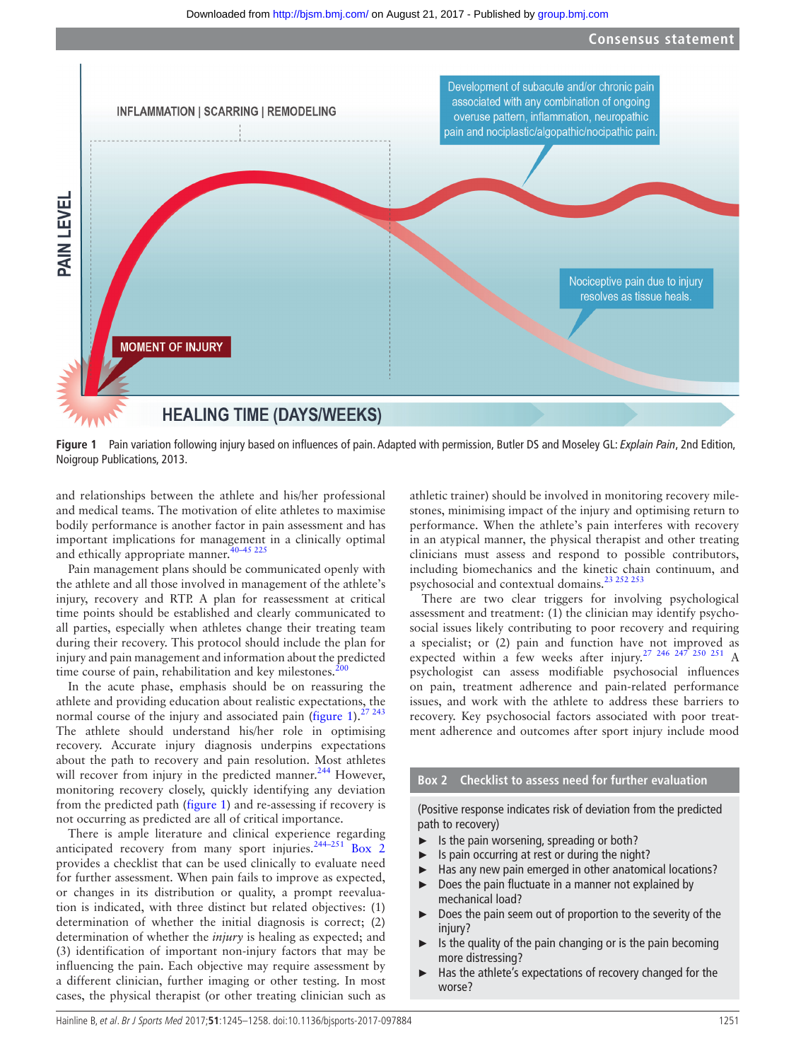Figure 1 Pain variation following injury based on influences of pain. Adapted with permission, Butler DS and Moseley GL: *Explain Pain*, 2nd Edition, Noigroup Publications, 2013.

and relationships between the athlete and his/her professional and medical teams. The motivation of elite athletes to maximise bodily performance is another factor in pain assessment and has important implications for management in a clinically optimal and ethically appropriate manner.[40–45 225]

Pain management plans should be communicated openly with the athlete and all those involved in management of the athlete's injury, recovery and RTP. A plan for reassessment at critical time points should be established and clearly communicated to all parties, especially when athletes change their treating team during their recovery. This protocol should include the plan for injury and pain management and information about the predicted time course of pain, rehabilitation and key milestones.[200]

In the acute phase, emphasis should be on reassuring the athlete and providing education about realistic expectations, the normal course of the injury and associated pain (figure 1).[27 243] The athlete should understand his/her role in optimising recovery. Accurate injury diagnosis underpins expectations about the path to recovery and pain resolution. Most athletes will recover from injury in the predicted manner.[244] However, monitoring recovery closely, quickly identifying any deviation from the predicted path (figure 1) and re-assessing if recovery is not occurring as predicted are all of critical importance.

There is ample literature and clinical experience regarding anticipated recovery from many sport injuries.[244–251] Box 2 provides a checklist that can be used clinically to evaluate need for further assessment. When pain fails to improve as expected, or changes in its distribution or quality, a prompt reevaluation is indicated, with three distinct but related objectives: (1) determination of whether the initial diagnosis is correct; (2) determination of whether the *injury* is healing as expected; and (3) identification of important non-injury factors that may be influencing the pain. Each objective may require assessment by a different clinician, further imaging or other testing. In most cases, the physical therapist (or other treating clinician such as athletic trainer) should be involved in monitoring recovery milestones, minimising impact of the injury and optimising return to performance. When the athlete's pain interferes with recovery in an atypical manner, the physical therapist and other treating clinicians must assess and respond to possible contributors, including biomechanics and the kinetic chain continuum, and psychosocial and contextual domains.[23 252 253]

There are two clear triggers for involving psychological assessment and treatment: (1) the clinician may identify psychosocial issues likely contributing to poor recovery and requiring a specialist; or (2) pain and function have not improved as expected within a few weeks after injury.[27 246 247 250 251] A psychologist can assess modifiable psychosocial influences on pain, treatment adherence and pain-related performance issues, and work with the athlete to address these barriers to recovery. Key psychosocial factors associated with poor treatment adherence and outcomes after sport injury include mood

**Box 2 Checklist to assess need for further evaluation**

(Positive response indicates risk of deviation from the predicted path to recovery)

- Is the pain worsening, spreading or both?
- Is pain occurring at rest or during the night?
- Has any new pain emerged in other anatomical locations?
- Does the pain fluctuate in a manner not explained by mechanical load?
- Does the pain seem out of proportion to the severity of the injury?
- Is the quality of the pain changing or is the pain becoming more distressing?
- Has the athlete's expectations of recovery changed for the worse?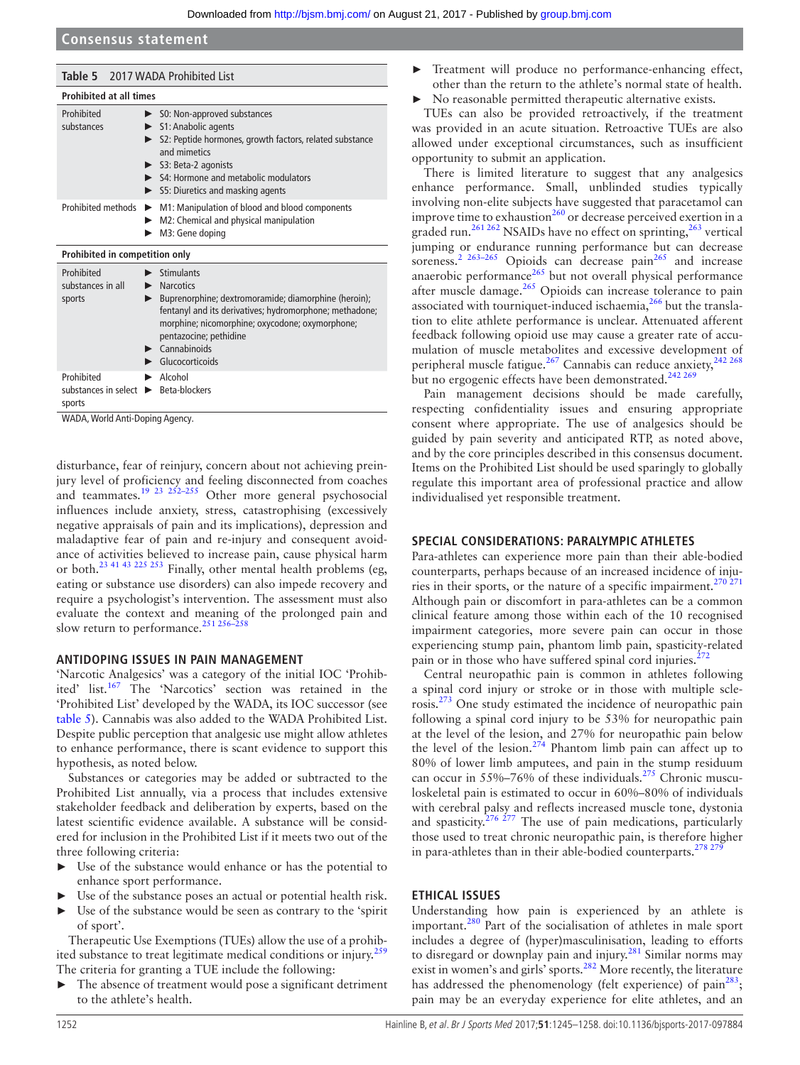**Table 5** 2017 WADA Prohibited List

| | |
|---|---|
| **Prohibited at all times** | |
| Prohibited substances | ► S0: Non-approved substances<br>► S1: Anabolic agents<br>► S2: Peptide hormones, growth factors, related substance and mimetics<br>► S3: Beta-2 agonists<br>► S4: Hormone and metabolic modulators<br>► S5: Diuretics and masking agents |
| Prohibited methods | ► M1: Manipulation of blood and blood components<br>► M2: Chemical and physical manipulation<br>► M3: Gene doping |
| **Prohibited in competition only** | |
| Prohibited substances in all sports | ► Stimulants<br>► Narcotics<br>► Buprenorphine; dextromoramide; diamorphine (heroin); fentanyl and its derivatives; hydromorphone; methadone; morphine; nicomorphine; oxycodone; oxymorphone; pentazocine; pethidine<br>► Cannabinoids<br>► Glucocorticoids |
| Prohibited substances in select sports | ► Alcohol<br>► Beta-blockers |

WADA, World Anti-Doping Agency.

disturbance, fear of reinjury, concern about not achieving preinjury level of proficiency and feeling disconnected from coaches and teammates.[19 23 252–255] Other more general psychosocial influences include anxiety, stress, catastrophising (excessively negative appraisals of pain and its implications), depression and maladaptive fear of pain and re-injury and consequent avoidance of activities believed to increase pain, cause physical harm or both.[23 41 43 225 253] Finally, other mental health problems (eg, eating or substance use disorders) can also impede recovery and require a psychologist's intervention. The assessment must also evaluate the context and meaning of the prolonged pain and slow return to performance.[251 256–258]

## ANTIDOPING ISSUES IN PAIN MANAGEMENT

'Narcotic Analgesics' was a category of the initial IOC 'Prohibited' list.[167] The 'Narcotics' section was retained in the 'Prohibited List' developed by the WADA, its IOC successor (see table 5). Cannabis was also added to the WADA Prohibited List. Despite public perception that analgesic use might allow athletes to enhance performance, there is scant evidence to support this hypothesis, as noted below.

Substances or categories may be added or subtracted to the Prohibited List annually, via a process that includes extensive stakeholder feedback and deliberation by experts, based on the latest scientific evidence available. A substance will be considered for inclusion in the Prohibited List if it meets two out of the three following criteria:

- Use of the substance would enhance or has the potential to enhance sport performance.
- Use of the substance poses an actual or potential health risk.
- Use of the substance would be seen as contrary to the 'spirit of sport'.

Therapeutic Use Exemptions (TUEs) allow the use of a prohibited substance to treat legitimate medical conditions or injury.[259] The criteria for granting a TUE include the following:

- The absence of treatment would pose a significant detriment to the athlete's health.
- Treatment will produce no performance-enhancing effect, other than the return to the athlete's normal state of health.
- No reasonable permitted therapeutic alternative exists.

TUEs can also be provided retroactively, if the treatment was provided in an acute situation. Retroactive TUEs are also allowed under exceptional circumstances, such as insufficient opportunity to submit an application.

There is limited literature to suggest that any analgesics enhance performance. Small, unblinded studies typically involving non-elite subjects have suggested that paracetamol can improve time to exhaustion[260] or decrease perceived exertion in a graded run.[261 262] NSAIDs have no effect on sprinting,[263] vertical jumping or endurance running performance but can decrease soreness.[2 263–265] Opioids can decrease pain[265] and increase anaerobic performance[265] but not overall physical performance after muscle damage.[265] Opioids can increase tolerance to pain associated with tourniquet-induced ischaemia,[266] but the translation to elite athlete performance is unclear. Attenuated afferent feedback following opioid use may cause a greater rate of accumulation of muscle metabolites and excessive development of peripheral muscle fatigue.[267] Cannabis can reduce anxiety,[242 268] but no ergogenic effects have been demonstrated.[242 269]

Pain management decisions should be made carefully, respecting confidentiality issues and ensuring appropriate consent where appropriate. The use of analgesics should be guided by pain severity and anticipated RTP, as noted above, and by the core principles described in this consensus document. Items on the Prohibited List should be used sparingly to globally regulate this important area of professional practice and allow individualised yet responsible treatment.

## SPECIAL CONSIDERATIONS: PARALYMPIC ATHLETES

Para-athletes can experience more pain than their able-bodied counterparts, perhaps because of an increased incidence of injuries in their sports, or the nature of a specific impairment.[270 271] Although pain or discomfort in para-athletes can be a common clinical feature among those within each of the 10 recognised impairment categories, more severe pain can occur in those experiencing stump pain, phantom limb pain, spasticity-related pain or in those who have suffered spinal cord injuries.[272]

Central neuropathic pain is common in athletes following a spinal cord injury or stroke or in those with multiple sclerosis.[273] One study estimated the incidence of neuropathic pain following a spinal cord injury to be 53% for neuropathic pain at the level of the lesion, and 27% for neuropathic pain below the level of the lesion.[274] Phantom limb pain can affect up to 80% of lower limb amputees, and pain in the stump residuum can occur in 55%–76% of these individuals.[275] Chronic musculoskeletal pain is estimated to occur in 60%–80% of individuals with cerebral palsy and reflects increased muscle tone, dystonia and spasticity.[276 277] The use of pain medications, particularly those used to treat chronic neuropathic pain, is therefore higher in para-athletes than in their able-bodied counterparts.[278 279]

## ETHICAL ISSUES

Understanding how pain is experienced by an athlete is important.[280] Part of the socialisation of athletes in male sport includes a degree of (hyper)masculinisation, leading to efforts to disregard or downplay pain and injury.[281] Similar norms may exist in women's and girls' sports.[282] More recently, the literature has addressed the phenomenology (felt experience) of pain[283]; pain may be an everyday experience for elite athletes, and an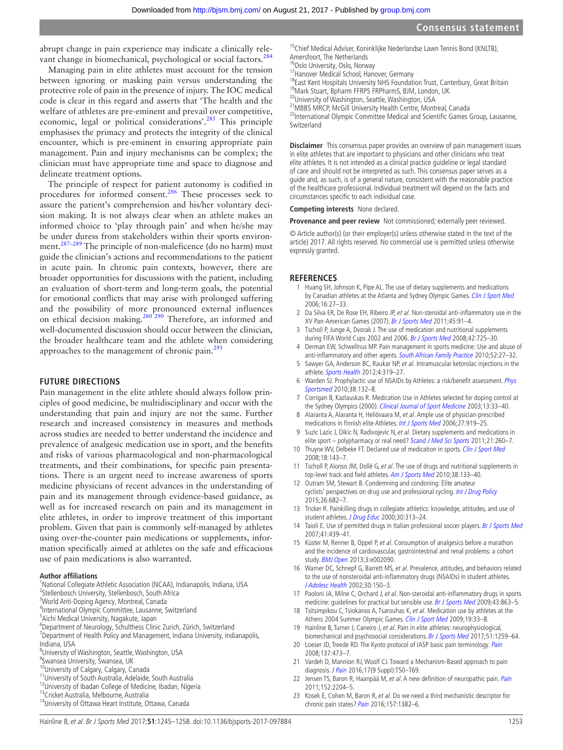abrupt change in pain experience may indicate a clinically relevant change in biomechanical, psychological or social factors.[284]

Managing pain in elite athletes must account for the tension between ignoring or masking pain versus understanding the protective role of pain in the presence of injury. The IOC medical code is clear in this regard and asserts that 'The health and the welfare of athletes are pre-eminent and prevail over competitive, economic, legal or political considerations'.[285] This principle emphasises the primacy and protects the integrity of the clinical encounter, which is pre-eminent in ensuring appropriate pain management. Pain and injury mechanisms can be complex; the clinician must have appropriate time and space to diagnose and delineate treatment options.

The principle of respect for patient autonomy is codified in procedures for informed consent.[286] These processes seek to assure the patient's comprehension and his/her voluntary decision making. It is not always clear when an athlete makes an informed choice to 'play through pain' and when he/she may be under duress from stakeholders within their sports environment.[287–289] The principle of non-maleficence (do no harm) must guide the clinician's actions and recommendations to the patient in acute pain. In chronic pain contexts, however, there are broader opportunities for discussions with the patient, including an evaluation of short-term and long-term goals, the potential for emotional conflicts that may arise with prolonged suffering and the possibility of more pronounced external influences on ethical decision making.[280 290] Therefore, an informed and well-documented discussion should occur between the clinician, the broader healthcare team and the athlete when considering approaches to the management of chronic pain.[291]

## FUTURE DIRECTIONS

Pain management in the elite athlete should always follow principles of good medicine, be multidisciplinary and occur with the understanding that pain and injury are not the same. Further research and increased consistency in measures and methods across studies are needed to better understand the incidence and prevalence of analgesic medication use in sport, and the benefits and risks of various pharmacological and non-pharmacological treatments, and their combinations, for specific pain presentations. There is an urgent need to increase awareness of sports medicine physicians of recent advances in the understanding of pain and its management through evidence-based guidance, as well as for increased research on pain and its management in elite athletes, in order to improve treatment of this important problem. Given that pain is commonly self-managed by athletes using over-the-counter pain medications or supplements, information specifically aimed at athletes on the safe and efficacious use of pain medications is also warranted.

**Author affiliations**

[1]National Collegiate Athletic Association (NCAA), Indianapolis, Indiana, USA
[2]Stellenbosch University, Stellenbosch, South Africa
[3]World Anti-Doping Agency, Montreal, Canada
[4]International Olympic Committee, Lausanne, Switzerland
[5]Aichi Medical University, Nagakute, Japan
[6]Department of Neurology, Schulthess Clinic Zurich, Zürich, Switzerland
[7]Department of Health Policy and Management, Indiana University, Indianapolis, Indiana, USA
[8]University of Washington, Seattle, Washington, USA
[9]Swansea University, Swansea, UK
[10]University of Calgary, Calgary, Canada
[11]University of South Australia, Adelaide, South Australia
[12]University of Ibadan College of Medicine, Ibadan, Nigeria
[13]Cricket Australia, Melbourne, Australia
[14]University of Ottawa Heart Institute, Ottawa, Canada
[15]Chief Medical Adviser, Koninklijke Nederlandse Lawn Tennis Bond (KNLTB), Amersfoort, The Netherlands
[16]Oslo University, Oslo, Norway
[17]Hanover Medical School, Hanover, Germany
[18]East Kent Hospitals University NHS Foundation Trust, Canterbury, Great Britain
[19]Mark Stuart, Bpharm FFRPS FRPharmS, BJM, London, UK
[20]University of Washington, Seattle, Washington, USA
[21]MBBS MRCP, McGill University Health Centre, Montreal, Canada
[22]International Olympic Committee Medical and Scientific Games Group, Lausanne, Switzerland

**Disclaimer** This consensus paper provides an overview of pain management issues in elite athletes that are important to physicians and other clinicians who treat elite athletes. It is not intended as a clinical practice guideline or legal standard of care and should not be interpreted as such. This consensus paper serves as a guide and, as such, is of a general nature, consistent with the reasonable practice of the healthcare professional. Individual treatment will depend on the facts and circumstances specific to each individual case.

**Competing interests** None declared.

**Provenance and peer review** Not commissioned; externally peer reviewed.

© Article author(s) (or their employer(s) unless otherwise stated in the text of the article) 2017. All rights reserved. No commercial use is permitted unless otherwise expressly granted.

## REFERENCES

1. Huang SH, Johnson K, Pipe AL. The use of dietary supplements and medications by Canadian athletes at the Atlanta and Sydney Olympic Games. *Clin J Sport Med* 2006;16:27–33.
2. Da Silva ER, De Rose EH, Ribeiro JP, *et al*. Non-steroidal anti-inflammatory use in the XV Pan-American Games (2007). *Br J Sports Med* 2011;45:91–4.
3. Tscholl P, Junge A, Dvorak J. The use of medication and nutritional supplements during FIFA World Cups 2002 and 2006. *Br J Sports Med* 2008;42:725–30.
4. Derman EW, Schwellnus MP. Pain management in sports medicine: Use and abuse of anti-inflammatory and other agents. *South African Family Practice* 2010;52:27–32.
5. Sawyer GA, Anderson BC, Raukar NP, *et al*. Intramuscular ketorolac injections in the athlete. *Sports Health* 2012;4:319–27.
6. Warden SJ. Prophylactic use of NSAIDs by Athletes: a risk/benefit assessment. *Phys Sportsmed* 2010;38:132–8.
7. Corrigan B, Kazlauskas R. Medication Use in Athletes selected for doping control at the Sydney Olympics (2000). *Clinical Journal of Sport Medicine* 2003;13:33–40.
8. Alaranta A, Alaranta H, Heliövaara M, *et al*. Ample use of physician-prescribed medications in finnish elite Athletes. *Int J Sports Med* 2006;27:919–25.
9. Suzic Lazic J, Dikic N, Radivojevic N, *et al*. Dietary supplements and medications in elite sport – polypharmacy or real need? *Scand J Med Sci Sports* 2011;21:260–7.
10. Thuyne WV, Delbeke FT. Declared use of medication in sports. *Clin J Sport Med* 2008;18:143–7.
11. Tscholl P, Alonso JM, Dollé G, *et al*. The use of drugs and nutritional supplements in top-level track and field athletes. *Am J Sports Med* 2010;38:133–40.
12. Outram SM, Stewart B. Condemning and condoning: Elite amateur cyclists' perspectives on drug use and professional cycling. *Int J Drug Policy* 2015;26:682–7.
13. Tricker R. Painkilling drugs in collegiate athletics: knowledge, attitudes, and use of student athletes. *J Drug Educ* 2000;30:313–24.
14. Taioli E. Use of permitted drugs in Italian professional soccer players. *Br J Sports Med* 2007;41:439–41.
15. Küster M, Renner B, Oppel P, *et al*. Consumption of analgesics before a marathon and the incidence of cardiovascular, gastrointestinal and renal problems: a cohort study. *BMJ Open* 2013;3:e002090.
16. Warner DC, Schnepf G, Barrett MS, *et al*. Prevalence, attitudes, and behaviors related to the use of nonsteroidal anti-inflammatory drugs (NSAIDs) in student athletes. *J Adolesc Health* 2002;30:150–3.
17. Paoloni JA, Milne C, Orchard J, *et al*. Non-steroidal anti-inflammatory drugs in sports medicine: guidelines for practical but sensible use. *Br J Sports Med* 2009;43:863–5.
18. Tsitsimpikou C, Tsiokanos A, Tsarouhas K, *et al*. Medication use by athletes at the Athens 2004 Summer Olympic Games. *Clin J Sport Med* 2009;19:33–8.
19. Hainline B, Turner J, Caneiro J, *et al*. Pain in elite athletes: neurophysiological, biomechanical and psychosocial considerations. *Br J Sports Med* 2017;51:1259–64.
20. Loeser JD, Treede RD. The Kyoto protocol of IASP basic pain terminology. *Pain* 2008;137:473–7.
21. Vardeh D, Mannion RJ, Woolf CJ. Toward a Mechanism-Based approach to pain diagnosis. *J Pain* 2016;17(9 Suppl):T50–T69.
22. Jensen TS, Baron R, Haanpää M, *et al*. A new definition of neuropathic pain. *Pain* 2011;152:2204–5.
23. Kosek E, Cohen M, Baron R, *et al*. Do we need a third mechanistic descriptor for chronic pain states? *Pain* 2016;157:1382–6.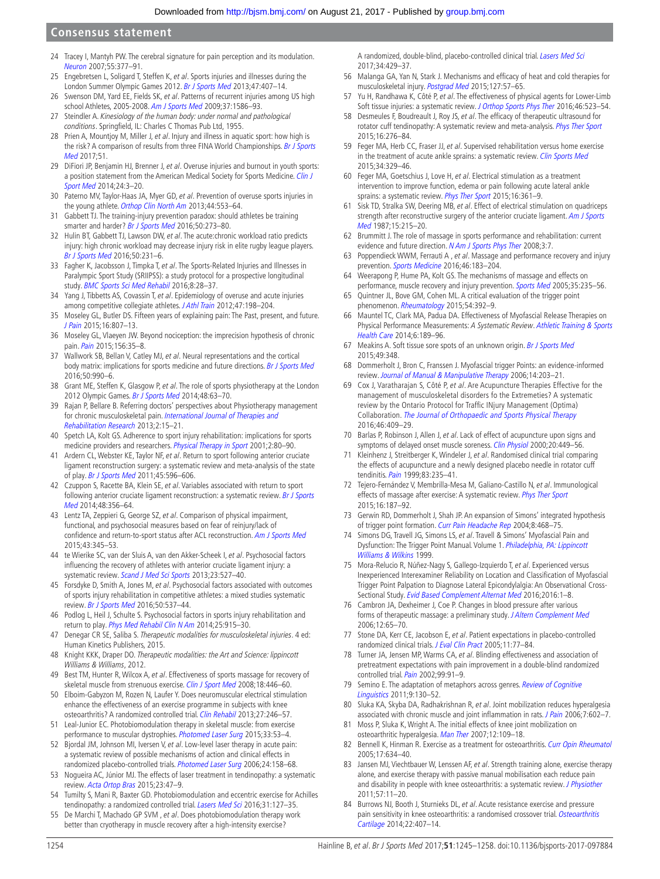24 Tracey I, Mantyh PW. The cerebral signature for pain perception and its modulation. *Neuron* 2007;55:377–91.

25 Engebretsen L, Soligard T, Steffen K, *et al*. Sports injuries and illnesses during the London Summer Olympic Games 2012. *Br J Sports Med* 2013;47:407–14.

26 Swenson DM, Yard EE, Fields SK, *et al*. Patterns of recurrent injuries among US high school Athletes, 2005-2008. *Am J Sports Med* 2009;37:1586–93.

27 Steindler A. *Kinesiology of the human body: under normal and pathological conditions*. Springfield, IL: Charles C Thomas Pub Ltd, 1955.

28 Prien A, Mountjoy M, Miller J, *et al*. Injury and illness in aquatic sport: how high is the risk? A comparison of results from three FINA World Championships. *Br J Sports Med* 2017;51.

29 DiFiori JP, Benjamin HJ, Brenner J, *et al*. Overuse injuries and burnout in youth sports: a position statement from the American Medical Society for Sports Medicine. *Clin J Sport Med* 2014;24:3–20.

30 Paterno MV, Taylor-Haas JA, Myer GD, *et al*. Prevention of overuse sports injuries in the young athlete. *Orthop Clin North Am* 2013;44:553–64.

31 Gabbett TJ. The training-injury prevention paradox: should athletes be training smarter and harder? *Br J Sports Med* 2016;50:273–80.

32 Hulin BT, Gabbett TJ, Lawson DW, *et al*. The acute:chronic workload ratio predicts injury: high chronic workload may decrease injury risk in elite rugby league players. *Br J Sports Med* 2016;50:231–6.

33 Fagher K, Jacobsson J, Timpka T, *et al*. The Sports-Related Injuries and Illnesses in Paralympic Sport Study (SRIIPSS): a study protocol for a prospective longitudinal study. *BMC Sports Sci Med Rehabil* 2016;8:28–37.

34 Yang J, Tibbetts AS, Covassin T, *et al*. Epidemiology of overuse and acute injuries among competitive collegiate athletes. *J Athl Train* 2012;47:198–204.

35 Moseley GL, Butler DS. Fifteen years of explaining pain: The Past, present, and future. *J Pain* 2015;16:807–13.

36 Moseley GL, Vlaeyen JW. Beyond nociception: the imprecision hypothesis of chronic pain. *Pain* 2015;156:35–8.

37 Wallwork SB, Bellan V, Catley MJ, *et al*. Neural representations and the cortical body matrix: implications for sports medicine and future directions. *Br J Sports Med* 2016;50:990–6.

38 Grant ME, Steffen K, Glasgow P, *et al*. The role of sports physiotherapy at the London 2012 Olympic Games. *Br J Sports Med* 2014;48:63–70.

39 Rajan P, Bellare B. Referring doctors' perspectives about Physiotherapy management for chronic musculoskeletal pain. *International Journal of Therapies and Rehabilitation Research* 2013;2:15–21.

40 Spetch LA, Kolt GS. Adherence to sport injury rehabilitation: implications for sports medicine providers and researchers. *Physical Therapy in Sport* 2001;2:80–90.

41 Ardern CL, Webster KE, Taylor NF, *et al*. Return to sport following anterior cruciate ligament reconstruction surgery: a systematic review and meta-analysis of the state of play. *Br J Sports Med* 2011;45:596–606.

42 Czuppon S, Racette BA, Klein SE, *et al*. Variables associated with return to sport following anterior cruciate ligament reconstruction: a systematic review. *Br J Sports Med* 2014;48:356–64.

43 Lentz TA, Zeppieri G, George SZ, *et al*. Comparison of physical impairment, functional, and psychosocial measures based on fear of reinjury/lack of confidence and return-to-sport status after ACL reconstruction. *Am J Sports Med* 2015;43:345–53.

44 te Wierike SC, van der Sluis A, van den Akker-Scheek I, *et al*. Psychosocial factors influencing the recovery of athletes with anterior cruciate ligament injury: a systematic review. *Scand J Med Sci Sports* 2013;23:527–40.

45 Forsdyke D, Smith A, Jones M, *et al*. Psychosocial factors associated with outcomes of sports injury rehabilitation in competitive athletes: a mixed studies systematic review. *Br J Sports Med* 2016;50:537–44.

46 Podlog L, Heil J, Schulte S. Psychosocial factors in sports injury rehabilitation and return to play. *Phys Med Rehabil Clin N Am* 2014;25:915–30.

47 Denegar CR SE, Saliba S. *Therapeutic modalities for musculoskeletal injuries*. 4 ed: Human Kinetics Publishers, 2015.

48 Knight KKK, Draper DO. *Therapeutic modalities: the Art and Science: lippincott Williams & Williams*, 2012.

49 Best TM, Hunter R, Wilcox A, *et al*. Effectiveness of sports massage for recovery of skeletal muscle from strenuous exercise. *Clin J Sport Med* 2008;18:446–60.

50 Elboim-Gabyzon M, Rozen N, Laufer Y. Does neuromuscular electrical stimulation enhance the effectiveness of an exercise programme in subjects with knee osteoarthritis? A randomized controlled trial. *Clin Rehabil* 2013;27:246–57.

51 Leal-Junior EC. Photobiomodulation therapy in skeletal muscle: from exercise performance to muscular dystrophies. *Photomed Laser Surg* 2015;33:53–4.

52 Bjordal JM, Johnson MI, Iversen V, *et al*. Low-level laser therapy in acute pain: a systematic review of possible mechanisms of action and clinical effects in randomized placebo-controlled trials. *Photomed Laser Surg* 2006;24:158–68.

53 Nogueira AC, Júnior MJ. The effects of laser treatment in tendinopathy: a systematic review. *Acta Ortop Bras* 2015;23:47–9.

54 Tumilty S, Mani R, Baxter GD. Photobiomodulation and eccentric exercise for Achilles tendinopathy: a randomized controlled trial. *Lasers Med Sci* 2016;31:127–35.

55 De Marchi T, Machado GP SVM , *et al*. Does photobiomodulation therapy work better than cryotherapy in muscle recovery after a high-intensity exercise? A randomized, double-blind, placebo-controlled clinical trial. *Lasers Med Sci* 2017;34:429–37.

56 Malanga GA, Yan N, Stark J. Mechanisms and efficacy of heat and cold therapies for musculoskeletal injury. *Postgrad Med* 2015;127:57–65.

57 Yu H, Randhawa K, Côté P, *et al*. The effectiveness of physical agents for Lower-Limb Soft tissue injuries: a systematic review. *J Orthop Sports Phys Ther* 2016;46:523–54.

58 Desmeules F, Boudreault J, Roy JS, *et al*. The efficacy of therapeutic ultrasound for rotator cuff tendinopathy: A systematic review and meta-analysis. *Phys Ther Sport* 2015;16:276–84.

59 Feger MA, Herb CC, Fraser JJ, *et al*. Supervised rehabilitation versus home exercise in the treatment of acute ankle sprains: a systematic review. *Clin Sports Med* 2015;34:329–46.

60 Feger MA, Goetschius J, Love H, *et al*. Electrical stimulation as a treatment intervention to improve function, edema or pain following acute lateral ankle sprains: a systematic review. *Phys Ther Sport* 2015;16:361–9.

61 Sisk TD, Stralka SW, Deering MB, *et al*. Effect of electrical stimulation on quadriceps strength after reconstructive surgery of the anterior cruciate ligament. *Am J Sports Med* 1987;15:215–20.

62 Brummitt J. The role of massage in sports performance and rehabilitation: current evidence and future direction. *N Am J Sports Phys Ther* 2008;3:7.

63 Poppendieck WWM, Ferrauti A , *et al*. Massage and performance recovery and injury prevention. *Sports Medicine* 2016;46:183–204.

64 Weerapong P, Hume PA, Kolt GS. The mechanisms of massage and effects on performance, muscle recovery and injury prevention. *Sports Med* 2005;35:235–56.

65 Quintner JL, Bove GM, Cohen ML. A critical evaluation of the trigger point phenomenon. *Rheumatology* 2015;54:392–9.

66 Mauntel TC, Clark MA, Padua DA. Effectiveness of Myofascial Release Therapies on Physical Performance Measurements: *A Systematic Review*. *Athletic Training & Sports Health Care* 2014;6:189–96.

67 Meakins A. Soft tissue sore spots of an unknown origin. *Br J Sports Med* 2015;49:348.

68 Dommerholt J, Bron C, Franssen J. Myofascial trigger Points: an evidence-informed review. *Journal of Manual & Manipulative Therapy* 2006;14:203–21.

69 Cox J, Varatharajan S, Côté P, *et al*. Are Acupuncture Therapies Effective for the management of musculoskeletal disorders fo the Extremeties? A systematic review by the Ontario Protocol for Traffic INjury Management (Optima) Collaboration. *The Journal of Orthopaedic and Sports Physical Therapy* 2016;46:409–29.

70 Barlas P, Robinson J, Allen J, *et al*. Lack of effect of acupuncture upon signs and symptoms of delayed onset muscle soreness. *Clin Physiol* 2000;20:449–56.

71 Kleinhenz J, Streitberger K, Windeler J, *et al*. Randomised clinical trial comparing the effects of acupuncture and a newly designed placebo needle in rotator cuff tendinitis. *Pain* 1999;83:235–41.

72 Tejero-Fernández V, Membrilla-Mesa M, Galiano-Castillo N, *et al*. Immunological effects of massage after exercise: A systematic review. *Phys Ther Sport* 2015;16:187–92.

73 Gerwin RD, Dommerholt J, Shah JP. An expansion of Simons' integrated hypothesis of trigger point formation. *Curr Pain Headache Rep* 2004;8:468–75.

74 Simons DG, Travell JG, Simons LS, *et al*. Travell & Simons' Myofascial Pain and Dysfunction: The Trigger Point Manual. Volume 1. *Philadelphia, PA: Lippincott Williams & Wilkins* 1999.

75 Mora-Relucio R, Núñez-Nagy S, Gallego-Izquierdo T, *et al*. Experienced versus Inexperienced Interexaminer Reliability on Location and Classification of Myofascial Trigger Point Palpation to Diagnose Lateral Epicondylalgia: An Observational Cross-Sectional Study. *Evid Based Complement Alternat Med* 2016;2016:1–8.

76 Cambron JA, Dexheimer J, Coe P. Changes in blood pressure after various forms of therapeutic massage: a preliminary study. *J Altern Complement Med* 2006;12:65–70.

77 Stone DA, Kerr CE, Jacobson E, *et al*. Patient expectations in placebo-controlled randomized clinical trials. *J Eval Clin Pract* 2005;11:77–84.

78 Turner JA, Jensen MP, Warms CA, *et al*. Blinding effectiveness and association of pretreatment expectations with pain improvement in a double-blind randomized controlled trial. *Pain* 2002;99:91–9.

79 Semino E. The adaptation of metaphors across genres. *Review of Cognitive Linguistics* 2011;9:130–52.

80 Sluka KA, Skyba DA, Radhakrishnan R, *et al*. Joint mobilization reduces hyperalgesia associated with chronic muscle and joint inflammation in rats. *J Pain* 2006;7:602–7.

81 Moss P, Sluka K, Wright A. The initial effects of knee joint mobilization on osteoarthritic hyperalgesia. *Man Ther* 2007;12:109–18.

82 Bennell K, Hinman R. Exercise as a treatment for osteoarthritis. *Curr Opin Rheumatol* 2005;17:634–40.

83 Jansen MJ, Viechtbauer W, Lenssen AF, *et al*. Strength training alone, exercise therapy alone, and exercise therapy with passive manual mobilisation each reduce pain and disability in people with knee osteoarthritis: a systematic review. *J Physiother* 2011;57:11–20.

84 Burrows NJ, Booth J, Sturnieks DL, *et al*. Acute resistance exercise and pressure pain sensitivity in knee osteoarthritis: a randomised crossover trial. *Osteoarthritis Cartilage* 2014;22:407–14.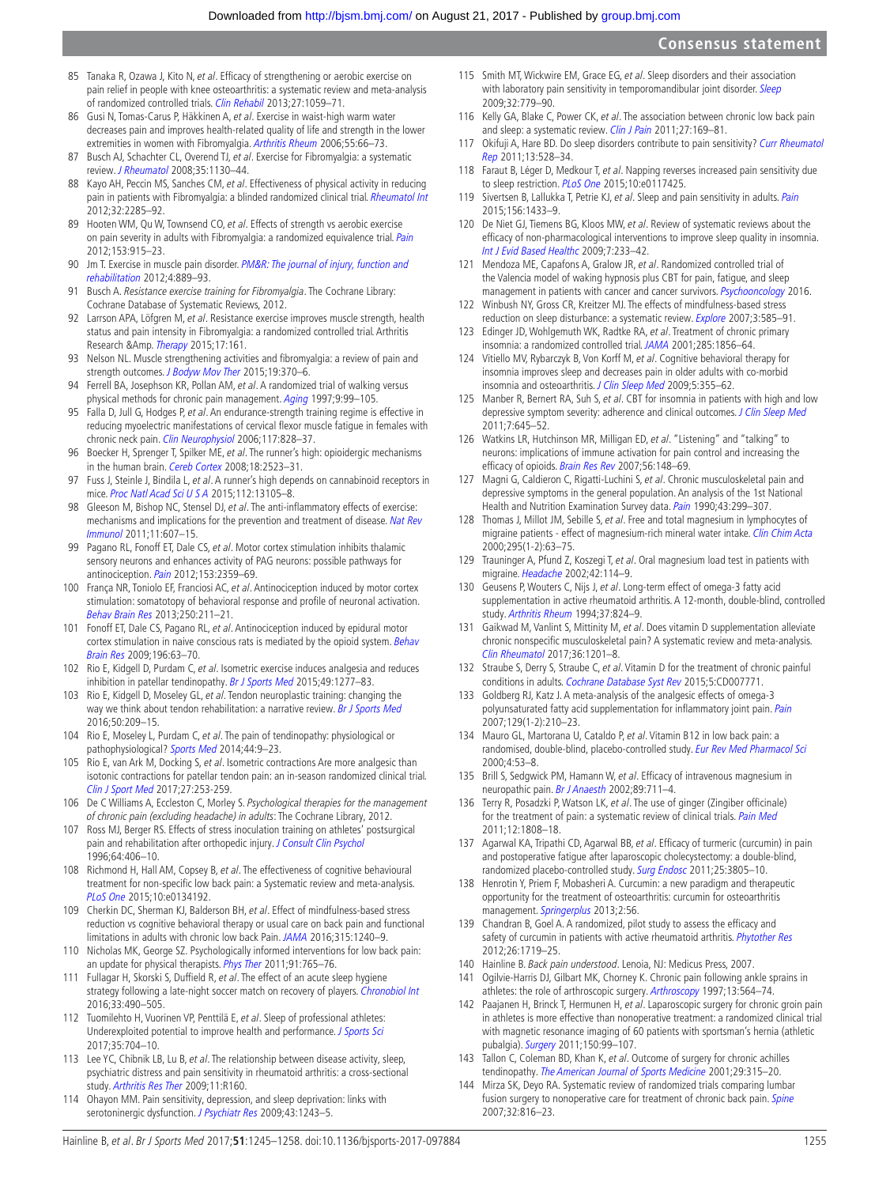85 Tanaka R, Ozawa J, Kito N, *et al*. Efficacy of strengthening or aerobic exercise on pain relief in people with knee osteoarthritis: a systematic review and meta-analysis of randomized controlled trials. *Clin Rehabil* 2013;27:1059–71.

86 Gusi N, Tomas-Carus P, Häkkinen A, *et al*. Exercise in waist-high warm water decreases pain and improves health-related quality of life and strength in the lower extremities in women with Fibromyalgia. *Arthritis Rheum* 2006;55:66–73.

87 Busch AJ, Schachter CL, Overend TJ, *et al*. Exercise for Fibromyalgia: a systematic review. *J Rheumatol* 2008;35:1130–44.

88 Kayo AH, Peccin MS, Sanches CM, *et al*. Effectiveness of physical activity in reducing pain in patients with Fibromyalgia: a blinded randomized clinical trial. *Rheumatol Int* 2012;32:2285–92.

89 Hooten WM, Qu W, Townsend CO, *et al*. Effects of strength vs aerobic exercise on pain severity in adults with Fibromyalgia: a randomized equivalence trial. *Pain* 2012;153:915–23.

90 Jm T. Exercise in muscle pain disorder. *PM&R: The journal of injury, function and rehabilitation* 2012;4:889–93.

91 Busch A. *Resistance exercise training for Fibromyalgia*. The Cochrane Library: Cochrane Database of Systematic Reviews, 2012.

92 Larsson APA, Löfgren M, *et al*. Resistance exercise improves muscle strength, health status and pain intensity in Fibromyalgia: a randomized controlled trial. Arthritis Research &Amp. *Therapy* 2015;17:161.

93 Nelson NL. Muscle strengthening activities and fibromyalgia: a review of pain and strength outcomes. *J Bodyw Mov Ther* 2015;19:370–6.

94 Ferrell BA, Josephson KR, Pollan AM, *et al*. A randomized trial of walking versus physical methods for chronic pain management. *Aging* 1997;9:99–105.

95 Falla D, Jull G, Hodges P, *et al*. An endurance-strength training regime is effective in reducing myoelectric manifestations of cervical flexor muscle fatigue in females with chronic neck pain. *Clin Neurophysiol* 2006;117:828–37.

96 Boecker H, Sprenger T, Spilker ME, *et al*. The runner's high: opioidergic mechanisms in the human brain. *Cereb Cortex* 2008;18:2523–31.

97 Fuss J, Steinle J, Bindila L, *et al*. A runner's high depends on cannabinoid receptors in mice. *Proc Natl Acad Sci U S A* 2015;112:13105–8.

98 Gleeson M, Bishop NC, Stensel DJ, *et al*. The anti-inflammatory effects of exercise: mechanisms and implications for the prevention and treatment of disease. *Nat Rev Immunol* 2011;11:607–15.

99 Pagano RL, Fonoff ET, Dale CS, *et al*. Motor cortex stimulation inhibits thalamic sensory neurons and enhances activity of PAG neurons: possible pathways for antinociception. *Pain* 2012;153:2359–69.

100 França NR, Toniolo EF, Franciosi AC, *et al*. Antinociception induced by motor cortex stimulation: somatotopy of behavioral response and profile of neuronal activation. *Behav Brain Res* 2013;250:211–21.

101 Fonoff ET, Dale CS, Pagano RL, *et al*. Antinociception induced by epidural motor cortex stimulation in naive conscious rats is mediated by the opioid system. *Behav Brain Res* 2009;196:63–70.

102 Rio E, Kidgell D, Purdam C, *et al*. Isometric exercise induces analgesia and reduces inhibition in patellar tendinopathy. *Br J Sports Med* 2015;49:1277–83.

103 Rio E, Kidgell D, Moseley GL, *et al*. Tendon neuroplastic training: changing the way we think about tendon rehabilitation: a narrative review. *Br J Sports Med* 2016;50:209–15.

104 Rio E, Moseley L, Purdam C, *et al*. The pain of tendinopathy: physiological or pathophysiological? *Sports Med* 2014;44:9–23.

105 Rio E, van Ark M, Docking S, *et al*. Isometric contractions Are more analgesic than isotonic contractions for patellar tendon pain: an in-season randomized clinical trial. *Clin J Sport Med* 2017;27:253-259.

106 De C Williams A, Eccleston C, Morley S. *Psychological therapies for the management of chronic pain (excluding headache) in adults*: The Cochrane Library, 2012.

107 Ross MJ, Berger RS. Effects of stress inoculation training on athletes' postsurgical pain and rehabilitation after orthopedic injury. *J Consult Clin Psychol* 1996;64:406–10.

108 Richmond H, Hall AM, Copsey B, *et al*. The effectiveness of cognitive behavioural treatment for non-specific low back pain: a Systematic review and meta-analysis. *PLoS One* 2015;10:e0134192.

109 Cherkin DC, Sherman KJ, Balderson BH, *et al*. Effect of mindfulness-based stress reduction vs cognitive behavioral therapy or usual care on back pain and functional limitations in adults with chronic low back Pain. *JAMA* 2016;315:1240–9.

110 Nicholas MK, George SZ. Psychologically informed interventions for low back pain: an update for physical therapists. *Phys Ther* 2011;91:765–76.

111 Fullagar H, Skorski S, Duffield R, *et al*. The effect of an acute sleep hygiene strategy following a late-night soccer match on recovery of players. *Chronobiol Int* 2016;33:490–505.

112 Tuomilehto H, Vuorinen VP, Penttilä E, *et al*. Sleep of professional athletes: Underexploited potential to improve health and performance. *J Sports Sci* 2017;35:704–10.

113 Lee YC, Chibnik LB, Lu B, *et al*. The relationship between disease activity, sleep, psychiatric distress and pain sensitivity in rheumatoid arthritis: a cross-sectional study. *Arthritis Res Ther* 2009;11:R160.

114 Ohayon MM. Pain sensitivity, depression, and sleep deprivation: links with serotoninergic dysfunction. *J Psychiatr Res* 2009;43:1243–5.

115 Smith MT, Wickwire EM, Grace EG, *et al*. Sleep disorders and their association with laboratory pain sensitivity in temporomandibular joint disorder. *Sleep* 2009;32:779–90.

116 Kelly GA, Blake C, Power CK, *et al*. The association between chronic low back pain and sleep: a systematic review. *Clin J Pain* 2011;27:169–81.

117 Okifuji A, Hare BD. Do sleep disorders contribute to pain sensitivity? *Curr Rheumatol Rep* 2011;13:528–34.

118 Faraut B, Léger D, Medkour T, *et al*. Napping reverses increased pain sensitivity due to sleep restriction. *PLoS One* 2015;10:e0117425.

119 Sivertsen B, Lallukka T, Petrie KJ, *et al*. Sleep and pain sensitivity in adults. *Pain* 2015;156:1433–9.

120 De Niet GJ, Tiemens BG, Kloos MW, *et al*. Review of systematic reviews about the efficacy of non-pharmacological interventions to improve sleep quality in insomnia. *Int J Evid Based Healthc* 2009;7:233–42.

121 Mendoza ME, Capafons A, Gralow JR, *et al*. Randomized controlled trial of the Valencia model of waking hypnosis plus CBT for pain, fatigue, and sleep management in patients with cancer and cancer survivors. *Psychooncology* 2016.

122 Winbush NY, Gross CR, Kreitzer MJ. The effects of mindfulness-based stress reduction on sleep disturbance: a systematic review. *Explore* 2007;3:585–91.

123 Edinger JD, Wohlgemuth WK, Radtke RA, *et al*. Treatment of chronic primary insomnia: a randomized controlled trial. *JAMA* 2001;285:1856–64.

124 Vitiello MV, Rybarczyk B, Von Korff M, *et al*. Cognitive behavioral therapy for insomnia improves sleep and decreases pain in older adults with co-morbid insomnia and osteoarthritis. *J Clin Sleep Med* 2009;5:355–62.

125 Manber R, Bernert RA, Suh S, *et al*. CBT for insomnia in patients with high and low depressive symptom severity: adherence and clinical outcomes. *J Clin Sleep Med* 2011;7:645–52.

126 Watkins LR, Hutchinson MR, Milligan ED, *et al*. "Listening" and "talking" to neurons: implications of immune activation for pain control and increasing the efficacy of opioids. *Brain Res Rev* 2007;56:148–69.

127 Magni G, Caldieron C, Rigatti-Luchini S, *et al*. Chronic musculoskeletal pain and depressive symptoms in the general population. An analysis of the 1st National Health and Nutrition Examination Survey data. *Pain* 1990;43:299–307.

128 Thomas J, Millot JM, Sebille S, *et al*. Free and total magnesium in lymphocytes of migraine patients - effect of magnesium-rich mineral water intake. *Clin Chim Acta* 2000;295(1-2):63–75.

129 Trauninger A, Pfund Z, Koszegi T, *et al*. Oral magnesium load test in patients with migraine. *Headache* 2002;42:114–9.

130 Geusens P, Wouters C, Nijs J, *et al*. Long-term effect of omega-3 fatty acid supplementation in active rheumatoid arthritis. A 12-month, double-blind, controlled study. *Arthritis Rheum* 1994;37:824–9.

131 Gaikwad M, Vanlint S, Mittinity M, *et al*. Does vitamin D supplementation alleviate chronic nonspecific musculoskeletal pain? A systematic review and meta-analysis. *Clin Rheumatol* 2017;36:1201–8.

132 Straube S, Derry S, Straube C, *et al*. Vitamin D for the treatment of chronic painful conditions in adults. *Cochrane Database Syst Rev* 2015;5:CD007771.

133 Goldberg RJ, Katz J. A meta-analysis of the analgesic effects of omega-3 polyunsaturated fatty acid supplementation for inflammatory joint pain. *Pain* 2007;129(1-2):210–23.

134 Mauro GL, Martorana U, Cataldo P, *et al*. Vitamin B12 in low back pain: a randomised, double-blind, placebo-controlled study. *Eur Rev Med Pharmacol Sci* 2000;4:53–8.

135 Brill S, Sedgwick PM, Hamann W, *et al*. Efficacy of intravenous magnesium in neuropathic pain. *Br J Anaesth* 2002;89:711–4.

136 Terry R, Posadzki P, Watson LK, *et al*. The use of ginger (Zingiber officinale) for the treatment of pain: a systematic review of clinical trials. *Pain Med* 2011;12:1808–18.

137 Agarwal KA, Tripathi CD, Agarwal BB, *et al*. Efficacy of turmeric (curcumin) in pain and postoperative fatigue after laparoscopic cholecystectomy: a double-blind, randomized placebo-controlled study. *Surg Endosc* 2011;25:3805–10.

138 Henrotin Y, Priem F, Mobasheri A. Curcumin: a new paradigm and therapeutic opportunity for the treatment of osteoarthritis: curcumin for osteoarthritis management. *Springerplus* 2013;2:56.

139 Chandran B, Goel A. A randomized, pilot study to assess the efficacy and safety of curcumin in patients with active rheumatoid arthritis. *Phytother Res* 2012;26:1719–25.

140 Hainline B. *Back pain understood*. Lenoia, NJ: Medicus Press, 2007.

141 Ogilvie-Harris DJ, Gilbart MK, Chorney K. Chronic pain following ankle sprains in athletes: the role of arthroscopic surgery. *Arthroscopy* 1997;13:564–74.

142 Paajanen H, Brinck T, Hermunen H, *et al*. Laparoscopic surgery for chronic groin pain in athletes is more effective than nonoperative treatment: a randomized clinical trial with magnetic resonance imaging of 60 patients with sportsman's hernia (athletic pubalgia). *Surgery* 2011;150:99–107.

143 Tallon C, Coleman BD, Khan K, *et al*. Outcome of surgery for chronic achilles tendinopathy. *The American Journal of Sports Medicine* 2001;29:315–20.

144 Mirza SK, Deyo RA. Systematic review of randomized trials comparing lumbar fusion surgery to nonoperative care for treatment of chronic back pain. *Spine* 2007;32:816–23.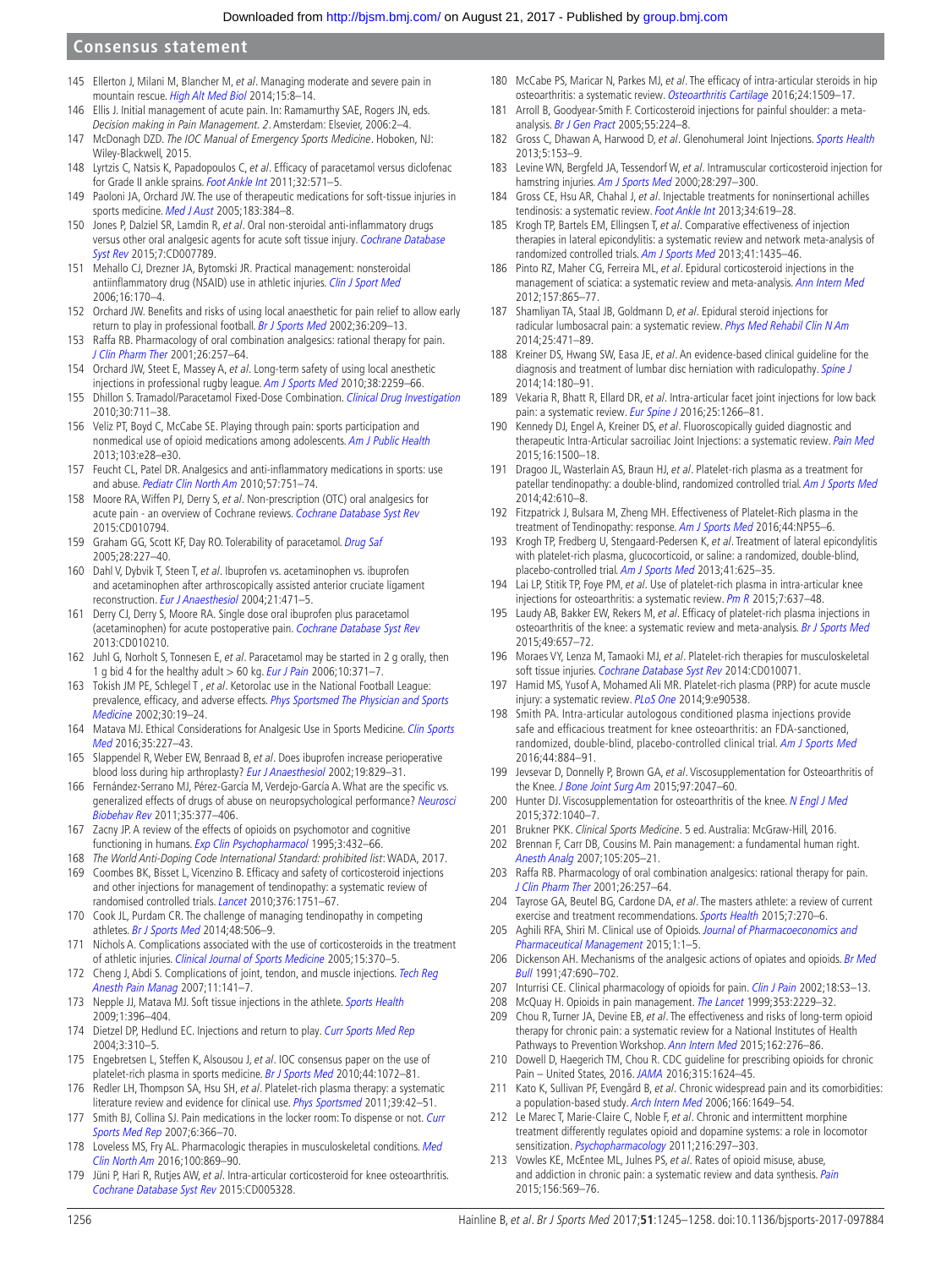145 Ellerton J, Milani M, Blancher M, *et al*. Managing moderate and severe pain in mountain rescue. *High Alt Med Biol* 2014;15:8–14.

146 Ellis J. Initial management of acute pain. In: Ramamurthy SAE, Rogers JN, eds. *Decision making in Pain Management. 2*. Amsterdam: Elsevier, 2006:2–4.

147 McDonagh DZD. *The IOC Manual of Emergency Sports Medicine*. Hoboken, NJ: Wiley-Blackwell, 2015.

148 Lyrtzis C, Natsis K, Papadopoulos C, *et al*. Efficacy of paracetamol versus diclofenac for Grade II ankle sprains. *Foot Ankle Int* 2011;32:571–5.

149 Paoloni JA, Orchard JW. The use of therapeutic medications for soft-tissue injuries in sports medicine. *Med J Aust* 2005;183:384–8.

150 Jones P, Dalziel SR, Lamdin R, *et al*. Oral non-steroidal anti-inflammatory drugs versus other oral analgesic agents for acute soft tissue injury. *Cochrane Database Syst Rev* 2015;7:CD007789.

151 Mehallo CJ, Drezner JA, Bytomski JR. Practical management: nonsteroidal antiinflammatory drug (NSAID) use in athletic injuries. *Clin J Sport Med* 2006;16:170–4.

152 Orchard JW. Benefits and risks of using local anaesthetic for pain relief to allow early return to play in professional football. *Br J Sports Med* 2002;36:209–13.

153 Raffa RB. Pharmacology of oral combination analgesics: rational therapy for pain. *J Clin Pharm Ther* 2001;26:257–64.

154 Orchard JW, Steet E, Massey A, *et al*. Long-term safety of using local anesthetic injections in professional rugby league. *Am J Sports Med* 2010;38:2259–66.

155 Dhillon S. Tramadol/Paracetamol Fixed-Dose Combination. *Clinical Drug Investigation* 2010;30:711–38.

156 Veliz PT, Boyd C, McCabe SE. Playing through pain: sports participation and nonmedical use of opioid medications among adolescents. *Am J Public Health* 2013;103:e28–e30.

157 Feucht CL, Patel DR. Analgesics and anti-inflammatory medications in sports: use and abuse. *Pediatr Clin North Am* 2010;57:751–74.

158 Moore RA, Wiffen PJ, Derry S, *et al*. Non-prescription (OTC) oral analgesics for acute pain - an overview of Cochrane reviews. *Cochrane Database Syst Rev* 2015:CD010794.

159 Graham GG, Scott KF, Day RO. Tolerability of paracetamol. *Drug Saf* 2005;28:227–40.

160 Dahl V, Dybvik T, Steen T, *et al*. Ibuprofen vs. acetaminophen vs. ibuprofen and acetaminophen after arthroscopically assisted anterior cruciate ligament reconstruction. *Eur J Anaesthesiol* 2004;21:471–5.

161 Derry CJ, Derry S, Moore RA. Single dose oral ibuprofen plus paracetamol (acetaminophen) for acute postoperative pain. *Cochrane Database Syst Rev* 2013:CD010210.

162 Juhl GI, Norholt S, Tonnesen E, *et al*. Paracetamol may be started in 2 g orally, then 1 g bid 4 for the healthy adult > 60 kg. *Eur J Pain* 2006;10:371–7.

163 Tokish JM PE, Schlegel T , *et al*. Ketorolac use in the National Football League: prevalence, efficacy, and adverse effects. *Phys Sportsmed The Physician and Sports Medicine* 2002;30:19–24.

164 Matava MJ. Ethical Considerations for Analgesic Use in Sports Medicine. *Clin Sports Med* 2016;35:227–43.

165 Slappendel R, Weber EW, Benraad B, *et al*. Does ibuprofen increase perioperative blood loss during hip arthroplasty? *Eur J Anaesthesiol* 2002;19:829–31.

166 Fernández-Serrano MJ, Pérez-García M, Verdejo-García A. What are the specific vs. generalized effects of drugs of abuse on neuropsychological performance? *Neurosci Biobehav Rev* 2011;35:377–406.

167 Zacny JP. A review of the effects of opioids on psychomotor and cognitive functioning in humans. *Exp Clin Psychopharmacol* 1995;3:432–66.

168 *The World Anti-Doping Code International Standard: prohibited list*: WADA, 2017.

169 Coombes BK, Bisset L, Vicenzino B. Efficacy and safety of corticosteroid injections and other injections for management of tendinopathy: a systematic review of randomised controlled trials. *Lancet* 2010;376:1751–67.

170 Cook JL, Purdam CR. The challenge of managing tendinopathy in competing athletes. *Br J Sports Med* 2014;48:506–9.

171 Nichols A. Complications associated with the use of corticosteroids in the treatment of athletic injuries. *Clinical Journal of Sports Medicine* 2005;15:370–5.

172 Cheng J, Abdi S. Complications of joint, tendon, and muscle injections. *Tech Reg Anesth Pain Manag* 2007;11:141–7.

173 Nepple JJ, Matava MJ. Soft tissue injections in the athlete. *Sports Health* 2009;1:396–404.

174 Dietzel DP, Hedlund EC. Injections and return to play. *Curr Sports Med Rep* 2004;3:310–5.

175 Engebretsen L, Steffen K, Alsousou J, *et al*. IOC consensus paper on the use of platelet-rich plasma in sports medicine. *Br J Sports Med* 2010;44:1072–81.

176 Redler LH, Thompson SA, Hsu SH, *et al*. Platelet-rich plasma therapy: a systematic literature review and evidence for clinical use. *Phys Sportsmed* 2011;39:42–51.

177 Smith BJ, Collina SJ. Pain medications in the locker room: To dispense or not. *Curr Sports Med Rep* 2007;6:366–70.

178 Levoska MS, Fry AL. Pharmacologic therapies in musculoskeletal conditions. *Med Clin North Am* 2016;100:869–90.

179 Jüni P, Hari R, Rutjes AW, *et al*. Intra-articular corticosteroid for knee osteoarthritis. *Cochrane Database Syst Rev* 2015:CD005328.

180 McCabe PS, Maricar N, Parkes MJ, *et al*. The efficacy of intra-articular steroids in hip osteoarthritis: a systematic review. *Osteoarthritis Cartilage* 2016;24:1509–17.

181 Arroll B, Goodyear-Smith F. Corticosteroid injections for painful shoulder: a meta-analysis. *Br J Gen Pract* 2005;55:224–8.

182 Gross C, Dhawan A, Harwood D, *et al*. Glenohumeral Joint Injections. *Sports Health* 2013;5:153–9.

183 Levine WN, Bergfeld JA, Tessendorf W, *et al*. Intramuscular corticosteroid injection for hamstring injuries. *Am J Sports Med* 2000;28:297–300.

184 Gross CE, Hsu AR, Chahal J, *et al*. Injectable treatments for noninsertional achilles tendinosis: a systematic review. *Foot Ankle Int* 2013;34:619–28.

185 Krogh TP, Bartels EM, Ellingsen T, *et al*. Comparative effectiveness of injection therapies in lateral epicondylitis: a systematic review and network meta-analysis of randomized controlled trials. *Am J Sports Med* 2013;41:1435–46.

186 Pinto RZ, Maher CG, Ferreira ML, *et al*. Epidural corticosteroid injections in the management of sciatica: a systematic review and meta-analysis. *Ann Intern Med* 2012;157:865–77.

187 Shamliyan TA, Staal JB, Goldmann D, *et al*. Epidural steroid injections for radicular lumbosacral pain: a systematic review. *Phys Med Rehabil Clin N Am* 2014;25:471–89.

188 Kreiner DS, Hwang SW, Easa JE, *et al*. An evidence-based clinical guideline for the diagnosis and treatment of lumbar disc herniation with radiculopathy. *Spine J* 2014;14:180–91.

189 Vekaria R, Bhatt R, Ellard DR, *et al*. Intra-articular facet joint injections for low back pain: a systematic review. *Eur Spine J* 2016;25:1266–81.

190 Kennedy DJ, Engel A, Kreiner DS, *et al*. Fluoroscopically guided diagnostic and therapeutic Intra-Articular sacroiliac Joint Injections: a systematic review. *Pain Med* 2015;16:1500–18.

191 Dragoo JL, Wasterlain AS, Braun HJ, *et al*. Platelet-rich plasma as a treatment for patellar tendinopathy: a double-blind, randomized controlled trial. *Am J Sports Med* 2014;42:610–8.

192 Fitzpatrick J, Bulsara M, Zheng MH. Effectiveness of Platelet-Rich plasma in the treatment of Tendinopathy: response. *Am J Sports Med* 2016;44:NP55–6.

193 Krogh TP, Fredberg U, Stengaard-Pedersen K, *et al*. Treatment of lateral epicondylitis with platelet-rich plasma, glucocorticoid, or saline: a randomized, double-blind, placebo-controlled trial. *Am J Sports Med* 2013;41:625–35.

194 Lai LP, Stitik TP, Foye PM, *et al*. Use of platelet-rich plasma in intra-articular knee injections for osteoarthritis: a systematic review. *Pm R* 2015;7:637–48.

195 Laudy AB, Bakker EW, Rekers M, *et al*. Efficacy of platelet-rich plasma injections in osteoarthritis of the knee: a systematic review and meta-analysis. *Br J Sports Med* 2015;49:657–72.

196 Moraes VY, Lenza M, Tamaoki MJ, *et al*. Platelet-rich therapies for musculoskeletal soft tissue injuries. *Cochrane Database Syst Rev* 2014:CD010071.

197 Hamid MS, Yusof A, Mohamed Ali MR. Platelet-rich plasma (PRP) for acute muscle injury: a systematic review. *PLoS One* 2014;9:e90538.

198 Smith PA. Intra-articular autologous conditioned plasma injections provide safe and efficacious treatment for knee osteoarthritis: an FDA-sanctioned, randomized, double-blind, placebo-controlled clinical trial. *Am J Sports Med* 2016;44:884–91.

199 Jevsevar D, Donnelly P, Brown GA, *et al*. Viscosupplementation for Osteoarthritis of the Knee. *J Bone Joint Surg Am* 2015;97:2047–60.

200 Hunter DJ. Viscosupplementation for osteoarthritis of the knee. *N Engl J Med* 2015;372:1040–7.

201 Brukner PKK. *Clinical Sports Medicine*. 5 ed. Australia: McGraw-Hill, 2016.

202 Brennan F, Carr DB, Cousins M. Pain management: a fundamental human right. *Anesth Analg* 2007;105:205–21.

203 Raffa RB. Pharmacology of oral combination analgesics: rational therapy for pain. *J Clin Pharm Ther* 2001;26:257–64.

204 Tayrose GA, Beutel BG, Cardone DA, *et al*. The masters athlete: a review of current exercise and treatment recommendations. *Sports Health* 2015;7:270–6.

205 Aghili RFA, Shiri M. Clinical use of Opioids. *Journal of Pharmacoeconomics and Pharmaceutical Management* 2015;1:1–5.

206 Dickenson AH. Mechanisms of the analgesic actions of opiates and opioids. *Br Med Bull* 1991;47:690–702.

207 Inturrisi CE. Clinical pharmacology of opioids for pain. *Clin J Pain* 2002;18:S3–13.

208 McQuay H. Opioids in pain management. *The Lancet* 1999;353:2229–32.

209 Chou R, Turner JA, Devine EB, *et al*. The effectiveness and risks of long-term opioid therapy for chronic pain: a systematic review for a National Institutes of Health Pathways to Prevention Workshop. *Ann Intern Med* 2015;162:276–86.

210 Dowell D, Haegerich TM, Chou R. CDC guideline for prescribing opioids for chronic Pain – United States, 2016. *JAMA* 2016;315:1624–45.

211 Kato K, Sullivan PF, Evengård B, *et al*. Chronic widespread pain and its comorbidities: a population-based study. *Arch Intern Med* 2006;166:1649–54.

212 Le Marec T, Marie-Claire C, Noble F, *et al*. Chronic and intermittent morphine treatment differently regulates opioid and dopamine systems: a role in locomotor sensitization. *Psychopharmacology* 2011;216:297–303.

213 Vowles KE, McEntee ML, Julnes PS, *et al*. Rates of opioid misuse, abuse, and addiction in chronic pain: a systematic review and data synthesis. *Pain* 2015;156:569–76.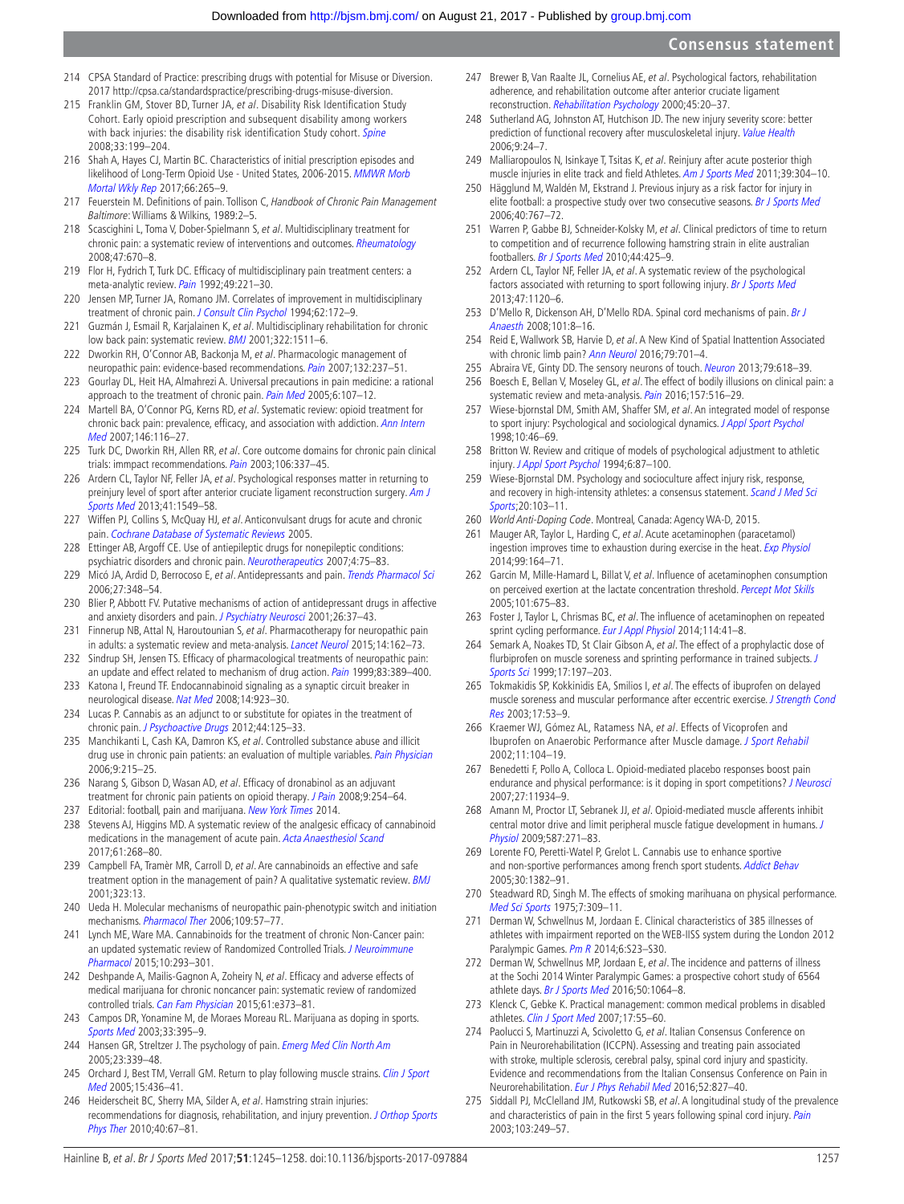214 CPSA Standard of Practice: prescribing drugs with potential for Misuse or Diversion. 2017 http://cpsa.ca/standardspractice/prescribing-drugs-misuse-diversion.

215 Franklin GM, Stover BD, Turner JA, *et al*. Disability Risk Identification Study Cohort. Early opioid prescription and subsequent disability among workers with back injuries: the disability risk identification Study cohort. *Spine* 2008;33:199–204.

216 Shah A, Hayes CJ, Martin BC. Characteristics of initial prescription episodes and likelihood of Long-Term Opioid Use - United States, 2006-2015. *MMWR Morb Mortal Wkly Rep* 2017;66:265–9.

217 Feuerstein M. Definitions of pain. Tollison C, *Handbook of Chronic Pain Management Baltimore*: Williams & Wilkins, 1989:2–5.

218 Scascighini L, Toma V, Dober-Spielmann S, *et al*. Multidisciplinary treatment for chronic pain: a systematic review of interventions and outcomes. *Rheumatology* 2008;47:670–8.

219 Flor H, Fydrich T, Turk DC. Efficacy of multidisciplinary pain treatment centers: a meta-analytic review. *Pain* 1992;49:221–30.

220 Jensen MP, Turner JA, Romano JM. Correlates of improvement in multidisciplinary treatment of chronic pain. *J Consult Clin Psychol* 1994;62:172–9.

221 Guzmán J, Esmail R, Karjalainen K, *et al*. Multidisciplinary rehabilitation for chronic low back pain: systematic review. *BMJ* 2001;322:1511–6.

222 Dworkin RH, O'Connor AB, Backonja M, *et al*. Pharmacologic management of neuropathic pain: evidence-based recommendations. *Pain* 2007;132:237–51.

223 Gourlay DL, Heit HA, Almahrezi A. Universal precautions in pain medicine: a rational approach to the treatment of chronic pain. *Pain Med* 2005;6:107–12.

224 Martell BA, O'Connor PG, Kerns RD, *et al*. Systematic review: opioid treatment for chronic back pain: prevalence, efficacy, and association with addiction. *Ann Intern Med* 2007;146:116–27.

225 Turk DC, Dworkin RH, Allen RR, *et al*. Core outcome domains for chronic pain clinical trials: immpact recommendations. *Pain* 2003;106:337–45.

226 Ardern CL, Taylor NF, Feller JA, *et al*. Psychological responses matter in returning to preinjury level of sport after anterior cruciate ligament reconstruction surgery. *Am J Sports Med* 2013;41:1549–58.

227 Wiffen PJ, Collins S, McQuay HJ, *et al*. Anticonvulsant drugs for acute and chronic pain. *Cochrane Database of Systematic Reviews* 2005.

228 Ettinger AB, Argoff CE. Use of antiepileptic drugs for nonepileptic conditions: psychiatric disorders and chronic pain. *Neurotherapeutics* 2007;4:75–83.

229 Micó JA, Ardid D, Berrocoso E, *et al*. Antidepressants and pain. *Trends Pharmacol Sci* 2006;27:348–54.

230 Blier P, Abbott FV. Putative mechanisms of action of antidepressant drugs in affective and anxiety disorders and pain. *J Psychiatry Neurosci* 2001;26:37–43.

231 Finnerup NB, Attal N, Haroutounian S, *et al*. Pharmacotherapy for neuropathic pain in adults: a systematic review and meta-analysis. *Lancet Neurol* 2015;14:162–73.

232 Sindrup SH, Jensen TS. Efficacy of pharmacological treatments of neuropathic pain: an update and effect related to mechanism of drug action. *Pain* 1999;83:389–400.

233 Katona I, Freund TF. Endocannabinoid signaling as a synaptic circuit breaker in neurological disease. *Nat Med* 2008;14:923–30.

234 Lucas P. Cannabis as an adjunct to or substitute for opiates in the treatment of chronic pain. *J Psychoactive Drugs* 2012;44:125–33.

235 Manchikanti L, Cash KA, Damron KS, *et al*. Controlled substance abuse and illicit drug use in chronic pain patients: an evaluation of multiple variables. *Pain Physician* 2006;9:215–25.

236 Narang S, Gibson D, Wasan AD, *et al*. Efficacy of dronabinol as an adjuvant treatment for chronic pain patients on opioid therapy. *J Pain* 2008;9:254–64.

237 Editorial: football, pain and marijuana. *New York Times* 2014.

238 Stevens AJ, Higgins MD. A systematic review of the analgesic efficacy of cannabinoid medications in the management of acute pain. *Acta Anaesthesiol Scand* 2017;61:268–80.

239 Campbell FA, Tramèr MR, Carroll D, *et al*. Are cannabinoids an effective and safe treatment option in the management of pain? A qualitative systematic review. *BMJ* 2001;323:13.

240 Ueda H. Molecular mechanisms of neuropathic pain-phenotypic switch and initiation mechanisms. *Pharmacol Ther* 2006;109:57–77.

241 Lynch ME, Ware MA. Cannabinoids for the treatment of chronic Non-Cancer pain: an updated systematic review of Randomized Controlled Trials. *J Neuroimmune Pharmacol* 2015;10:293–301.

242 Deshpande A, Mailis-Gagnon A, Zoheiry N, *et al*. Efficacy and adverse effects of medical marijuana for chronic noncancer pain: systematic review of randomized controlled trials. *Can Fam Physician* 2015;61:e373–81.

243 Campos DR, Yonamine M, de Moraes Moreau RL. Marijuana as doping in sports. *Sports Med* 2003;33:395–9.

244 Hansen GR, Streltzer J. The psychology of pain. *Emerg Med Clin North Am* 2005;23:339–48.

245 Orchard J, Best TM, Verrall GM. Return to play following muscle strains. *Clin J Sport Med* 2005;15:436–41.

246 Heiderscheit BC, Sherry MA, Silder A, *et al*. Hamstring strain injuries: recommendations for diagnosis, rehabilitation, and injury prevention. *J Orthop Sports Phys Ther* 2010;40:67–81.

247 Brewer B, Van Raalte JL, Cornelius AE, *et al*. Psychological factors, rehabilitation adherence, and rehabilitation outcome after anterior cruciate ligament reconstruction. *Rehabilitation Psychology* 2000;45:20–37.

248 Sutherland AG, Johnston AT, Hutchison JD. The new injury severity score: better prediction of functional recovery after musculoskeletal injury. *Value Health* 2006;9:24–7.

249 Malliaropoulos N, Isinkaye T, Tsitas K, *et al*. Reinjury after acute posterior thigh muscle injuries in elite track and field Athletes. *Am J Sports Med* 2011;39:304–10.

250 Hägglund M, Waldén M, Ekstrand J. Previous injury as a risk factor for injury in elite football: a prospective study over two consecutive seasons. *Br J Sports Med* 2006;40:767–72.

251 Warren P, Gabbe BJ, Schneider-Kolsky M, *et al*. Clinical predictors of time to return to competition and of recurrence following hamstring strain in elite australian footballers. *Br J Sports Med* 2010;44:425–9.

252 Ardern CL, Taylor NF, Feller JA, *et al*. A systematic review of the psychological factors associated with returning to sport following injury. *Br J Sports Med* 2013;47:1120–6.

253 D'Mello R, Dickenson AH, D'Mello RDA. Spinal cord mechanisms of pain. *Br J Anaesth* 2008;101:8–16.

254 Reid E, Wallwork SB, Harvie D, *et al*. A New Kind of Spatial Inattention Associated with chronic limb pain? *Ann Neurol* 2016;79:701–4.

255 Abraira VE, Ginty DD. The sensory neurons of touch. *Neuron* 2013;79:618–39.

256 Boesch E, Bellan V, Moseley GL, *et al*. The effect of bodily illusions on clinical pain: a systematic review and meta-analysis. *Pain* 2016;157:516–29.

257 Wiese-bjornstal DM, Smith AM, Shaffer SM, *et al*. An integrated model of response to sport injury: Psychological and sociological dynamics. *J Appl Sport Psychol* 1998;10:46–69.

258 Britton W. Review and critique of models of psychological adjustment to athletic injury. *J Appl Sport Psychol* 1994;6:87–100.

259 Wiese-Bjornstal DM. Psychology and socioculture affect injury risk, response, and recovery in high-intensity athletes: a consensus statement. *Scand J Med Sci Sports*;20:103–11.

260 *World Anti-Doping Code*. Montreal, Canada: Agency WA-D, 2015.

261 Mauger AR, Taylor L, Harding C, *et al*. Acute acetaminophen (paracetamol) ingestion improves time to exhaustion during exercise in the heat. *Exp Physiol* 2014;99:164–71.

262 Garcin M, Mille-Hamard L, Billat V, *et al*. Influence of acetaminophen consumption on perceived exertion at the lactate concentration threshold. *Percept Mot Skills* 2005;101:675–83.

263 Foster J, Taylor L, Chrismas BC, *et al*. The influence of acetaminophen on repeated sprint cycling performance. *Eur J Appl Physiol* 2014;114:41–8.

264 Semark A, Noakes TD, St Clair Gibson A, *et al*. The effect of a prophylactic dose of flurbiprofen on muscle soreness and sprinting performance in trained subjects. *J Sports Sci* 1999;17:197–203.

265 Tokmakidis SP, Kokkinidis EA, Smilios I, *et al*. The effects of ibuprofen on delayed muscle soreness and muscular performance after eccentric exercise. *J Strength Cond Res* 2003;17:53–9.

266 Kraemer WJ, Gómez AL, Ratamess NA, *et al*. Effects of Vicoprofen and Ibuprofen on Anaerobic Performance after Muscle damage. *J Sport Rehabil* 2002;11:104–19.

267 Benedetti F, Pollo A, Colloca L. Opioid-mediated placebo responses boost pain endurance and physical performance: is it doping in sport competitions? *J Neurosci* 2007;27:11934–9.

268 Amann M, Proctor LT, Sebranek JJ, *et al*. Opioid-mediated muscle afferents inhibit central motor drive and limit peripheral muscle fatigue development in humans. *J Physiol* 2009;587:271–83.

269 Lorente FO, Peretti-Watel P, Grelot L. Cannabis use to enhance sportive and non-sportive performances among french sport students. *Addict Behav* 2005;30:1382–91.

270 Steadward RD, Singh M. The effects of smoking marihuana on physical performance. *Med Sci Sports* 1975;7:309–11.

271 Derman W, Schwellnus M, Jordaan E. Clinical characteristics of 385 illnesses of athletes with impairment reported on the WEB-IISS system during the London 2012 Paralympic Games. *Pm R* 2014;6:S23–S30.

272 Derman W, Schwellnus MP, Jordaan E, *et al*. The incidence and patterns of illness at the Sochi 2014 Winter Paralympic Games: a prospective cohort study of 6564 athlete days. *Br J Sports Med* 2016;50:1064–8.

273 Klenck C, Gebke K. Practical management: common medical problems in disabled athletes. *Clin J Sport Med* 2007;17:55–60.

274 Paolucci S, Martinuzzi A, Scivoletto G, *et al*. Italian Consensus Conference on Pain in Neurorehabilitation (ICCPN). Assessing and treating pain associated with stroke, multiple sclerosis, spinal cord injury and spasticity. Evidence and recommendations from the Italian Consensus Conference on Pain in Neurorehabilitation. *Eur J Phys Rehabil Med* 2016;52:827–40.

275 Siddall PJ, McClelland JM, Rutkowski SB, *et al*. A longitudinal study of the prevalence and characteristics of pain in the first 5 years following spinal cord injury. *Pain* 2003;103:249–57.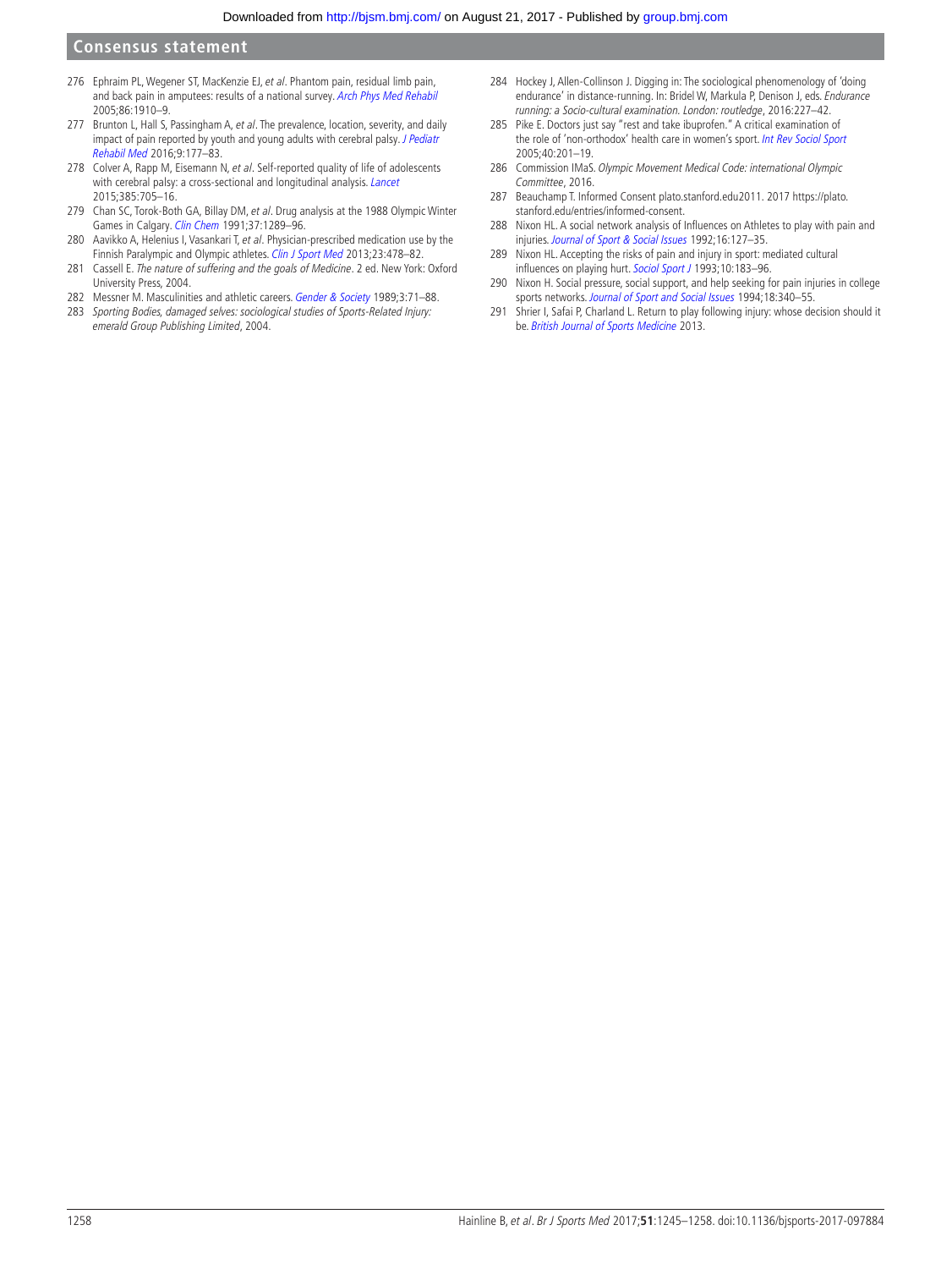276 Ephraim PL, Wegener ST, MacKenzie EJ, *et al*. Phantom pain, residual limb pain, and back pain in amputees: results of a national survey. *Arch Phys Med Rehabil* 2005;86:1910–9.

277 Brunton L, Hall S, Passingham A, *et al*. The prevalence, location, severity, and daily impact of pain reported by youth and young adults with cerebral palsy. *J Pediatr Rehabil Med* 2016;9:177–83.

278 Colver A, Rapp M, Eisemann N, *et al*. Self-reported quality of life of adolescents with cerebral palsy: a cross-sectional and longitudinal analysis. *Lancet* 2015;385:705–16.

279 Chan SC, Torok-Both GA, Billay DM, *et al*. Drug analysis at the 1988 Olympic Winter Games in Calgary. *Clin Chem* 1991;37:1289–96.

280 Aavikko A, Helenius I, Vasankari T, *et al*. Physician-prescribed medication use by the Finnish Paralympic and Olympic athletes. *Clin J Sport Med* 2013;23:478–82.

281 Cassell E. *The nature of suffering and the goals of Medicine*. 2 ed. New York: Oxford University Press, 2004.

282 Messner M. Masculinities and athletic careers. *Gender & Society* 1989;3:71–88.

283 *Sporting Bodies, damaged selves: sociological studies of Sports-Related Injury: emerald Group Publishing Limited*, 2004.

284 Hockey J, Allen-Collinson J. Digging in: The sociological phenomenology of 'doing endurance' in distance-running. In: Bridel W, Markula P, Denison J, eds. *Endurance running: a Socio-cultural examination. London: routledge*, 2016:227–42.

285 Pike E. Doctors just say "rest and take ibuprofen." A critical examination of the role of 'non-orthodox' health care in women's sport. *Int Rev Sociol Sport* 2005;40:201–19.

286 Commission IMaS. *Olympic Movement Medical Code: international Olympic Committee*, 2016.

287 Beauchamp T. Informed Consent plato.stanford.edu2011. 2017 https://plato.stanford.edu/entries/informed-consent.

288 Nixon HL. A social network analysis of Influences on Athletes to play with pain and injuries. *Journal of Sport & Social Issues* 1992;16:127–35.

289 Nixon HL. Accepting the risks of pain and injury in sport: mediated cultural influences on playing hurt. *Sociol Sport J* 1993;10:183–96.

290 Nixon H. Social pressure, social support, and help seeking for pain injuries in college sports networks. *Journal of Sport and Social Issues* 1994;18:340–55.

291 Shrier I, Safai P, Charland L. Return to play following injury: whose decision should it be. *British Journal of Sports Medicine* 2013.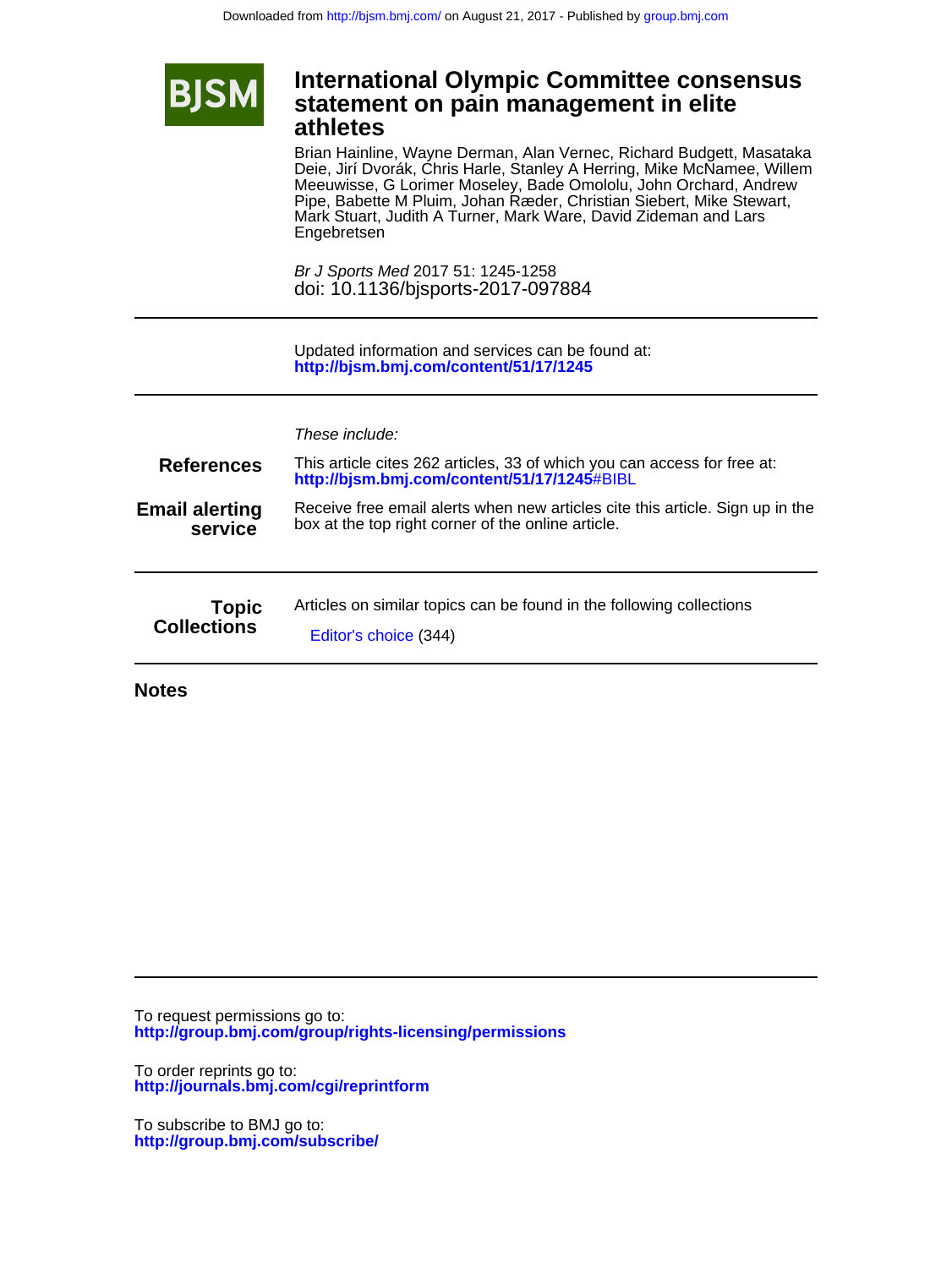Downloaded from http://bjsm.bmj.com/ on August 21, 2017 - Published by group.bmj.com

BJSM

# International Olympic Committee consensus statement on pain management in elite athletes

Brian Hainline, Wayne Derman, Alan Vernec, Richard Budgett, Masataka Deie, Jirí Dvorák, Chris Harle, Stanley A Herring, Mike McNamee, Willem Meeuwisse, G Lorimer Moseley, Bade Omololu, John Orchard, Andrew Pipe, Babette M Pluim, Johan Ræder, Christian Siebert, Mike Stewart, Mark Stuart, Judith A Turner, Mark Ware, David Zideman and Lars Engebretsen

*Br J Sports Med* 2017 51: 1245-1258
doi: 10.1136/bjsports-2017-097884

Updated information and services can be found at:
**http://bjsm.bmj.com/content/51/17/1245**

*These include:*

**References**

This article cites 262 articles, 33 of which you can access for free at:
**http://bjsm.bmj.com/content/51/17/1245**#BIBL

**Email alerting service**

Receive free email alerts when new articles cite this article. Sign up in the box at the top right corner of the online article.

**Topic Collections**

Articles on similar topics can be found in the following collections

Editor's choice (344)

## Notes

To request permissions go to:
**http://group.bmj.com/group/rights-licensing/permissions**

To order reprints go to:
**http://journals.bmj.com/cgi/reprintform**

To subscribe to BMJ go to:
**http://group.bmj.com/subscribe/**